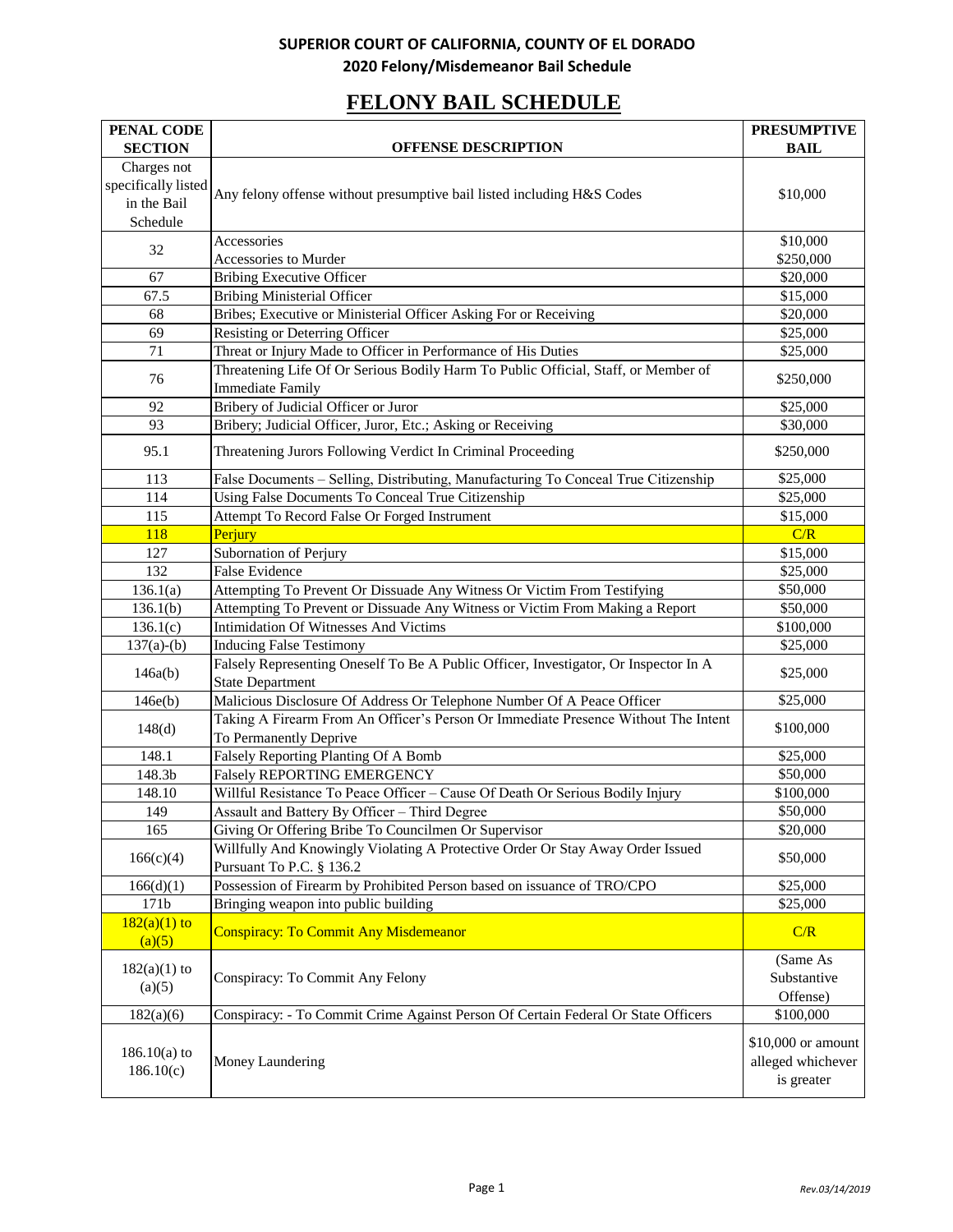**SUPERIOR COURT OF CALIFORNIA, COUNTY OF EL DORADO**
**2020 Felony/Misdemeanor Bail Schedule**

# FELONY BAIL SCHEDULE

| PENAL CODE SECTION | OFFENSE DESCRIPTION | PRESUMPTIVE BAIL |
|---|---|---|
| Charges not specifically listed in the Bail Schedule | Any felony offense without presumptive bail listed including H&S Codes | $10,000 |
| 32 | Accessories | $10,000 |
| | Accessories to Murder | $250,000 |
| 67 | Bribing Executive Officer | $20,000 |
| 67.5 | Bribing Ministerial Officer | $15,000 |
| 68 | Bribes; Executive or Ministerial Officer Asking For or Receiving | $20,000 |
| 69 | Resisting or Deterring Officer | $25,000 |
| 71 | Threat or Injury Made to Officer in Performance of His Duties | $25,000 |
| 76 | Threatening Life Of Or Serious Bodily Harm To Public Official, Staff, or Member of Immediate Family | $250,000 |
| 92 | Bribery of Judicial Officer or Juror | $25,000 |
| 93 | Bribery; Judicial Officer, Juror, Etc.; Asking or Receiving | $30,000 |
| 95.1 | Threatening Jurors Following Verdict In Criminal Proceeding | $250,000 |
| 113 | False Documents – Selling, Distributing, Manufacturing To Conceal True Citizenship | $25,000 |
| 114 | Using False Documents To Conceal True Citizenship | $25,000 |
| 115 | Attempt To Record False Or Forged Instrument | $15,000 |
| 118 | Perjury | C/R |
| 127 | Subornation of Perjury | $15,000 |
| 132 | False Evidence | $25,000 |
| 136.1(a) | Attempting To Prevent Or Dissuade Any Witness Or Victim From Testifying | $50,000 |
| 136.1(b) | Attempting To Prevent or Dissuade Any Witness or Victim From Making a Report | $50,000 |
| 136.1(c) | Intimidation Of Witnesses And Victims | $100,000 |
| 137(a)-(b) | Inducing False Testimony | $25,000 |
| 146a(b) | Falsely Representing Oneself To Be A Public Officer, Investigator, Or Inspector In A State Department | $25,000 |
| 146e(b) | Malicious Disclosure Of Address Or Telephone Number Of A Peace Officer | $25,000 |
| 148(d) | Taking A Firearm From An Officer's Person Or Immediate Presence Without The Intent To Permanently Deprive | $100,000 |
| 148.1 | Falsely Reporting Planting Of A Bomb | $25,000 |
| 148.3b | Falsely REPORTING EMERGENCY | $50,000 |
| 148.10 | Willful Resistance To Peace Officer – Cause Of Death Or Serious Bodily Injury | $100,000 |
| 149 | Assault and Battery By Officer – Third Degree | $50,000 |
| 165 | Giving Or Offering Bribe To Councilmen Or Supervisor | $20,000 |
| 166(c)(4) | Willfully And Knowingly Violating A Protective Order Or Stay Away Order Issued Pursuant To P.C. § 136.2 | $50,000 |
| 166(d)(1) | Possession of Firearm by Prohibited Person based on issuance of TRO/CPO | $25,000 |
| 171b | Bringing weapon into public building | $25,000 |
| 182(a)(1) to (a)(5) | Conspiracy: To Commit Any Misdemeanor | C/R |
| 182(a)(1) to (a)(5) | Conspiracy: To Commit Any Felony | (Same As Substantive Offense) |
| 182(a)(6) | Conspiracy: - To Commit Crime Against Person Of Certain Federal Or State Officers | $100,000 |
| 186.10(a) to 186.10(c) | Money Laundering | $10,000 or amount alleged whichever is greater |

*Rev.03/14/2019*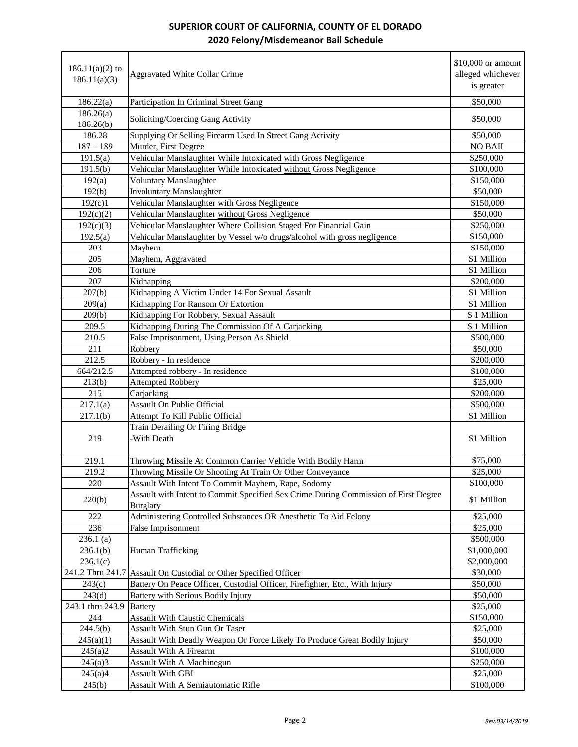# SUPERIOR COURT OF CALIFORNIA, COUNTY OF EL DORADO
## 2020 Felony/Misdemeanor Bail Schedule

| | | |
|---|---|---|
| 186.11(a)(2) to 186.11(a)(3) | Aggravated White Collar Crime | $10,000 or amount alleged whichever is greater |
| 186.22(a) | Participation In Criminal Street Gang | $50,000 |
| 186.26(a) 186.26(b) | Soliciting/Coercing Gang Activity | $50,000 |
| 186.28 | Supplying Or Selling Firearm Used In Street Gang Activity | $50,000 |
| 187 – 189 | Murder, First Degree | NO BAIL |
| 191.5(a) | Vehicular Manslaughter While Intoxicated with Gross Negligence | $250,000 |
| 191.5(b) | Vehicular Manslaughter While Intoxicated without Gross Negligence | $100,000 |
| 192(a) | Voluntary Manslaughter | $150,000 |
| 192(b) | Involuntary Manslaughter | $50,000 |
| 192(c)1 | Vehicular Manslaughter with Gross Negligence | $150,000 |
| 192(c)(2) | Vehicular Manslaughter without Gross Negligence | $50,000 |
| 192(c)(3) | Vehicular Manslaughter Where Collision Staged For Financial Gain | $250,000 |
| 192.5(a) | Vehicular Manslaughter by Vessel w/o drugs/alcohol with gross negligence | $150,000 |
| 203 | Mayhem | $150,000 |
| 205 | Mayhem, Aggravated | $1 Million |
| 206 | Torture | $1 Million |
| 207 | Kidnapping | $200,000 |
| 207(b) | Kidnapping A Victim Under 14 For Sexual Assault | $1 Million |
| 209(a) | Kidnapping For Ransom Or Extortion | $1 Million |
| 209(b) | Kidnapping For Robbery, Sexual Assault | $ 1 Million |
| 209.5 | Kidnapping During The Commission Of A Carjacking | $ 1 Million |
| 210.5 | False Imprisonment, Using Person As Shield | $500,000 |
| 211 | Robbery | $50,000 |
| 212.5 | Robbery - In residence | $200,000 |
| 664/212.5 | Attempted robbery - In residence | $100,000 |
| 213(b) | Attempted Robbery | $25,000 |
| 215 | Carjacking | $200,000 |
| 217.1(a) | Assault On Public Official | $500,000 |
| 217.1(b) | Attempt To Kill Public Official | $1 Million |
| 219 | Train Derailing Or Firing Bridge -With Death | $1 Million |
| 219.1 | Throwing Missile At Common Carrier Vehicle With Bodily Harm | $75,000 |
| 219.2 | Throwing Missile Or Shooting At Train Or Other Conveyance | $25,000 |
| 220 | Assault With Intent To Commit Mayhem, Rape, Sodomy | $100,000 |
| 220(b) | Assault with Intent to Commit Specified Sex Crime During Commission of First Degree Burglary | $1 Million |
| 222 | Administering Controlled Substances OR Anesthetic To Aid Felony | $25,000 |
| 236 | False Imprisonment | $25,000 |
| 236.1 (a) 236.1(b) 236.1(c) | Human Trafficking | $500,000 $1,000,000 $2,000,000 |
| 241.2 Thru 241.7 | Assault On Custodial or Other Specified Officer | $30,000 |
| 243(c) | Battery On Peace Officer, Custodial Officer, Firefighter, Etc., With Injury | $50,000 |
| 243(d) | Battery with Serious Bodily Injury | $50,000 |
| 243.1 thru 243.9 | Battery | $25,000 |
| 244 | Assault With Caustic Chemicals | $150,000 |
| 244.5(b) | Assault With Stun Gun Or Taser | $25,000 |
| 245(a)(1) | Assault With Deadly Weapon Or Force Likely To Produce Great Bodily Injury | $50,000 |
| 245(a)2 | Assault With A Firearm | $100,000 |
| 245(a)3 | Assault With A Machinegun | $250,000 |
| 245(a)4 | Assault With GBI | $25,000 |
| 245(b) | Assault With A Semiautomatic Rifle | $100,000 |

*Rev.03/14/2019*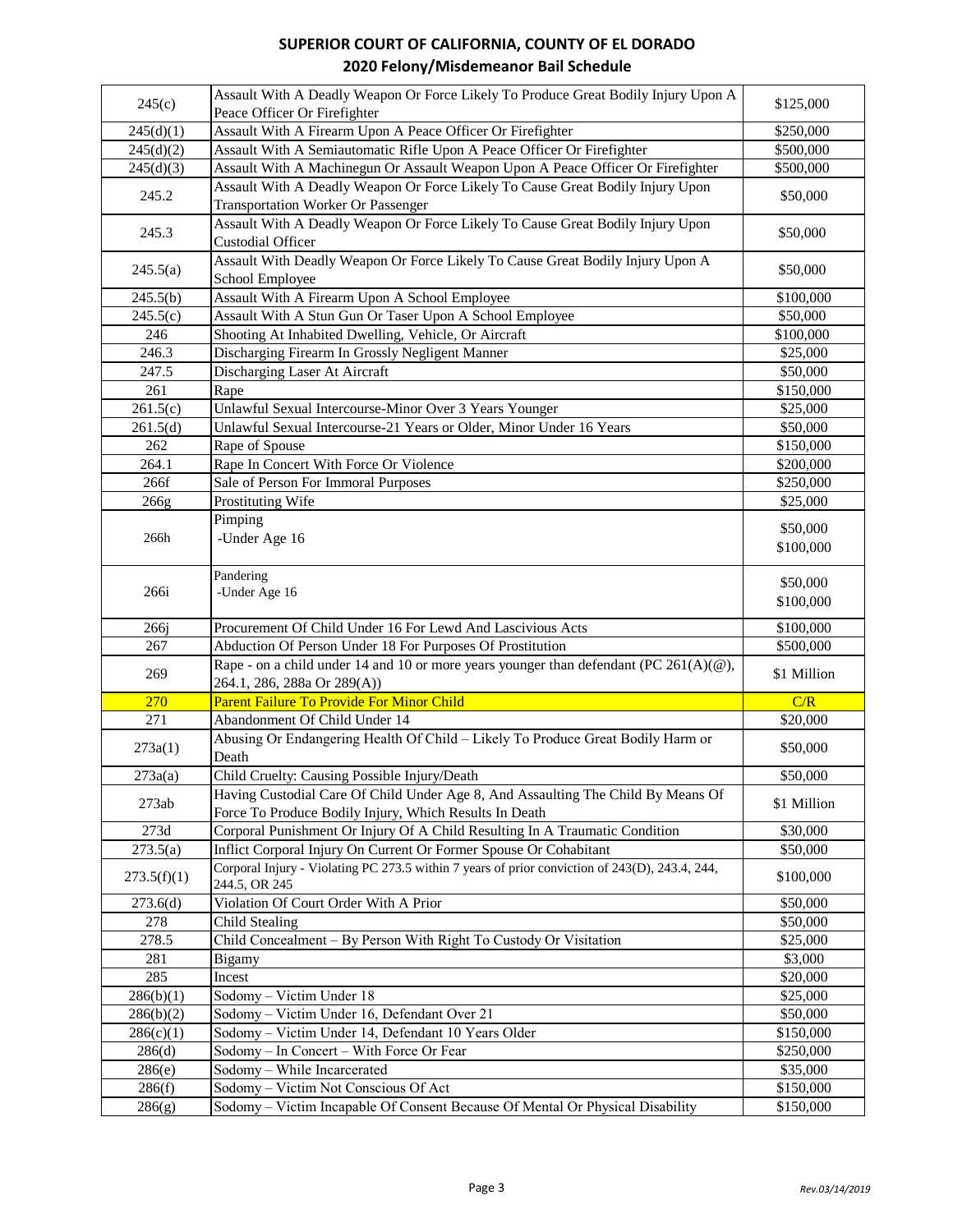# SUPERIOR COURT OF CALIFORNIA, COUNTY OF EL DORADO

## 2020 Felony/Misdemeanor Bail Schedule

| | | |
|---|---|---|
| 245(c) | Assault With A Deadly Weapon Or Force Likely To Produce Great Bodily Injury Upon A Peace Officer Or Firefighter | $125,000 |
| 245(d)(1) | Assault With A Firearm Upon A Peace Officer Or Firefighter | $250,000 |
| 245(d)(2) | Assault With A Semiautomatic Rifle Upon A Peace Officer Or Firefighter | $500,000 |
| 245(d)(3) | Assault With A Machinegun Or Assault Weapon Upon A Peace Officer Or Firefighter | $500,000 |
| 245.2 | Assault With A Deadly Weapon Or Force Likely To Cause Great Bodily Injury Upon Transportation Worker Or Passenger | $50,000 |
| 245.3 | Assault With A Deadly Weapon Or Force Likely To Cause Great Bodily Injury Upon Custodial Officer | $50,000 |
| 245.5(a) | Assault With Deadly Weapon Or Force Likely To Cause Great Bodily Injury Upon A School Employee | $50,000 |
| 245.5(b) | Assault With A Firearm Upon A School Employee | $100,000 |
| 245.5(c) | Assault With A Stun Gun Or Taser Upon A School Employee | $50,000 |
| 246 | Shooting At Inhabited Dwelling, Vehicle, Or Aircraft | $100,000 |
| 246.3 | Discharging Firearm In Grossly Negligent Manner | $25,000 |
| 247.5 | Discharging Laser At Aircraft | $50,000 |
| 261 | Rape | $150,000 |
| 261.5(c) | Unlawful Sexual Intercourse-Minor Over 3 Years Younger | $25,000 |
| 261.5(d) | Unlawful Sexual Intercourse-21 Years or Older, Minor Under 16 Years | $50,000 |
| 262 | Rape of Spouse | $150,000 |
| 264.1 | Rape In Concert With Force Or Violence | $200,000 |
| 266f | Sale of Person For Immoral Purposes | $250,000 |
| 266g | Prostituting Wife | $25,000 |
| 266h | Pimping<br>-Under Age 16 | $50,000<br>$100,000 |
| 266i | Pandering<br>-Under Age 16 | $50,000<br>$100,000 |
| 266j | Procurement Of Child Under 16 For Lewd And Lascivious Acts | $100,000 |
| 267 | Abduction Of Person Under 18 For Purposes Of Prostitution | $500,000 |
| 269 | Rape - on a child under 14 and 10 or more years younger than defendant (PC 261(A)(@), 264.1, 286, 288a Or 289(A)) | $1 Million |
| 270 | Parent Failure To Provide For Minor Child | C/R |
| 271 | Abandonment Of Child Under 14 | $20,000 |
| 273a(1) | Abusing Or Endangering Health Of Child – Likely To Produce Great Bodily Harm or Death | $50,000 |
| 273a(a) | Child Cruelty: Causing Possible Injury/Death | $50,000 |
| 273ab | Having Custodial Care Of Child Under Age 8, And Assaulting The Child By Means Of Force To Produce Bodily Injury, Which Results In Death | $1 Million |
| 273d | Corporal Punishment Or Injury Of A Child Resulting In A Traumatic Condition | $30,000 |
| 273.5(a) | Inflict Corporal Injury On Current Or Former Spouse Or Cohabitant | $50,000 |
| 273.5(f)(1) | Corporal Injury - Violating PC 273.5 within 7 years of prior conviction of 243(D), 243.4, 244, 244.5, OR 245 | $100,000 |
| 273.6(d) | Violation Of Court Order With A Prior | $50,000 |
| 278 | Child Stealing | $50,000 |
| 278.5 | Child Concealment – By Person With Right To Custody Or Visitation | $25,000 |
| 281 | Bigamy | $3,000 |
| 285 | Incest | $20,000 |
| 286(b)(1) | Sodomy – Victim Under 18 | $25,000 |
| 286(b)(2) | Sodomy – Victim Under 16, Defendant Over 21 | $50,000 |
| 286(c)(1) | Sodomy – Victim Under 14, Defendant 10 Years Older | $150,000 |
| 286(d) | Sodomy – In Concert – With Force Or Fear | $250,000 |
| 286(e) | Sodomy – While Incarcerated | $35,000 |
| 286(f) | Sodomy – Victim Not Conscious Of Act | $150,000 |
| 286(g) | Sodomy – Victim Incapable Of Consent Because Of Mental Or Physical Disability | $150,000 |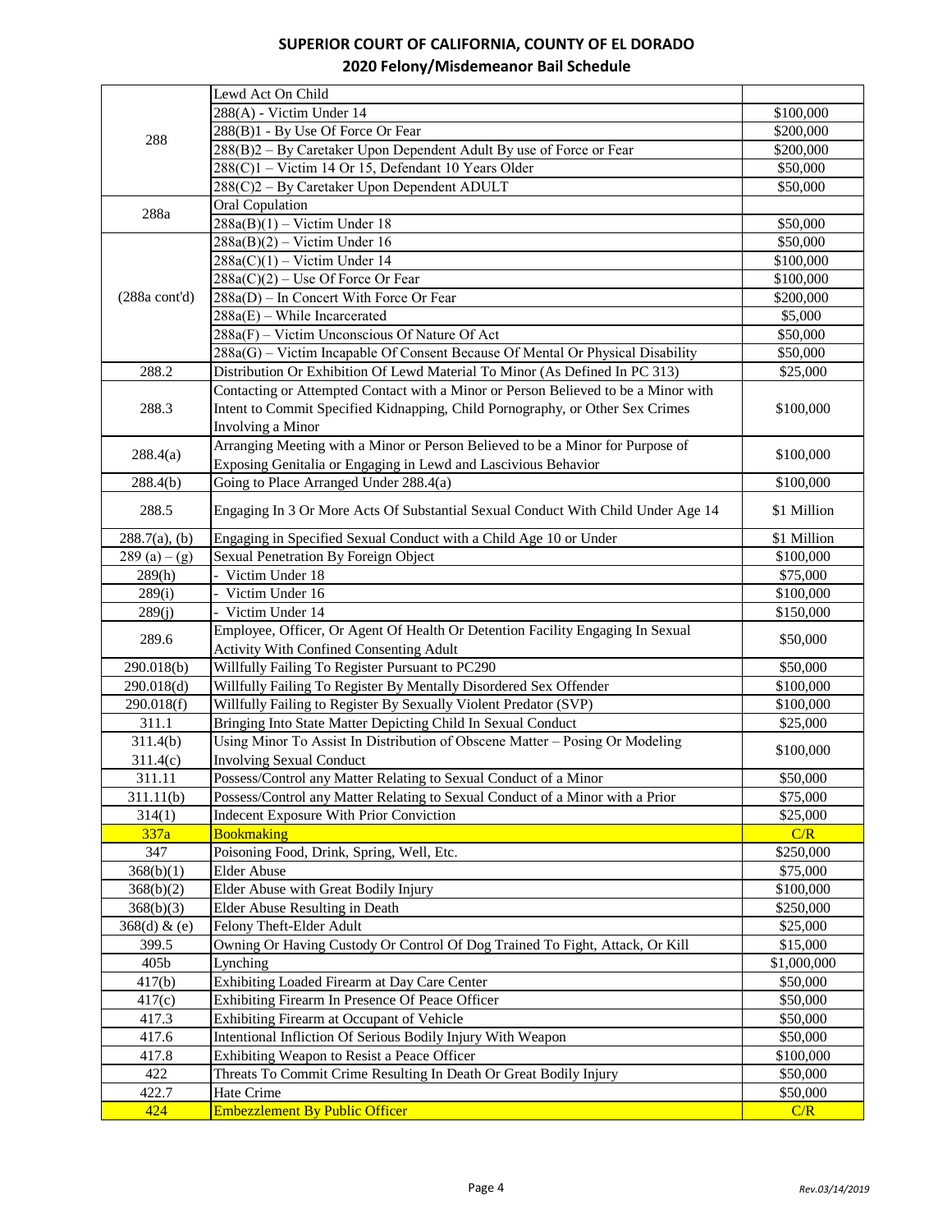# SUPERIOR COURT OF CALIFORNIA, COUNTY OF EL DORADO

## 2020 Felony/Misdemeanor Bail Schedule

| | | |
|---|---|---|
| 288 | Lewd Act On Child | |
| | 288(A) - Victim Under 14 | $100,000 |
| | 288(B)1 - By Use Of Force Or Fear | $200,000 |
| | 288(B)2 – By Caretaker Upon Dependent Adult By use of Force or Fear | $200,000 |
| | 288(C)1 – Victim 14 Or 15, Defendant 10 Years Older | $50,000 |
| | 288(C)2 – By Caretaker Upon Dependent ADULT | $50,000 |
| 288a | Oral Copulation | |
| | 288a(B)(1) – Victim Under 18 | $50,000 |
| (288a cont'd) | 288a(B)(2) – Victim Under 16 | $50,000 |
| | 288a(C)(1) – Victim Under 14 | $100,000 |
| | 288a(C)(2) – Use Of Force Or Fear | $100,000 |
| | 288a(D) – In Concert With Force Or Fear | $200,000 |
| | 288a(E) – While Incarcerated | $5,000 |
| | 288a(F) – Victim Unconscious Of Nature Of Act | $50,000 |
| | 288a(G) – Victim Incapable Of Consent Because Of Mental Or Physical Disability | $50,000 |
| 288.2 | Distribution Or Exhibition Of Lewd Material To Minor (As Defined In PC 313) | $25,000 |
| 288.3 | Contacting or Attempted Contact with a Minor or Person Believed to be a Minor with Intent to Commit Specified Kidnapping, Child Pornography, or Other Sex Crimes Involving a Minor | $100,000 |
| 288.4(a) | Arranging Meeting with a Minor or Person Believed to be a Minor for Purpose of Exposing Genitalia or Engaging in Lewd and Lascivious Behavior | $100,000 |
| 288.4(b) | Going to Place Arranged Under 288.4(a) | $100,000 |
| 288.5 | Engaging In 3 Or More Acts Of Substantial Sexual Conduct With Child Under Age 14 | $1 Million |
| 288.7(a), (b) | Engaging in Specified Sexual Conduct with a Child Age 10 or Under | $1 Million |
| 289 (a) – (g) | Sexual Penetration By Foreign Object | $100,000 |
| 289(h) | - Victim Under 18 | $75,000 |
| 289(i) | - Victim Under 16 | $100,000 |
| 289(j) | - Victim Under 14 | $150,000 |
| 289.6 | Employee, Officer, Or Agent Of Health Or Detention Facility Engaging In Sexual Activity With Confined Consenting Adult | $50,000 |
| 290.018(b) | Willfully Failing To Register Pursuant to PC290 | $50,000 |
| 290.018(d) | Willfully Failing To Register By Mentally Disordered Sex Offender | $100,000 |
| 290.018(f) | Willfully Failing to Register By Sexually Violent Predator (SVP) | $100,000 |
| 311.1 | Bringing Into State Matter Depicting Child In Sexual Conduct | $25,000 |
| 311.4(b) 311.4(c) | Using Minor To Assist In Distribution of Obscene Matter – Posing Or Modeling Involving Sexual Conduct | $100,000 |
| 311.11 | Possess/Control any Matter Relating to Sexual Conduct of a Minor | $50,000 |
| 311.11(b) | Possess/Control any Matter Relating to Sexual Conduct of a Minor with a Prior | $75,000 |
| 314(1) | Indecent Exposure With Prior Conviction | $25,000 |
| 337a | Bookmaking | C/R |
| 347 | Poisoning Food, Drink, Spring, Well, Etc. | $250,000 |
| 368(b)(1) | Elder Abuse | $75,000 |
| 368(b)(2) | Elder Abuse with Great Bodily Injury | $100,000 |
| 368(b)(3) | Elder Abuse Resulting in Death | $250,000 |
| 368(d) & (e) | Felony Theft-Elder Adult | $25,000 |
| 399.5 | Owning Or Having Custody Or Control Of Dog Trained To Fight, Attack, Or Kill | $15,000 |
| 405b | Lynching | $1,000,000 |
| 417(b) | Exhibiting Loaded Firearm at Day Care Center | $50,000 |
| 417(c) | Exhibiting Firearm In Presence Of Peace Officer | $50,000 |
| 417.3 | Exhibiting Firearm at Occupant of Vehicle | $50,000 |
| 417.6 | Intentional Infliction Of Serious Bodily Injury With Weapon | $50,000 |
| 417.8 | Exhibiting Weapon to Resist a Peace Officer | $100,000 |
| 422 | Threats To Commit Crime Resulting In Death Or Great Bodily Injury | $50,000 |
| 422.7 | Hate Crime | $50,000 |
| 424 | Embezzlement By Public Officer | C/R |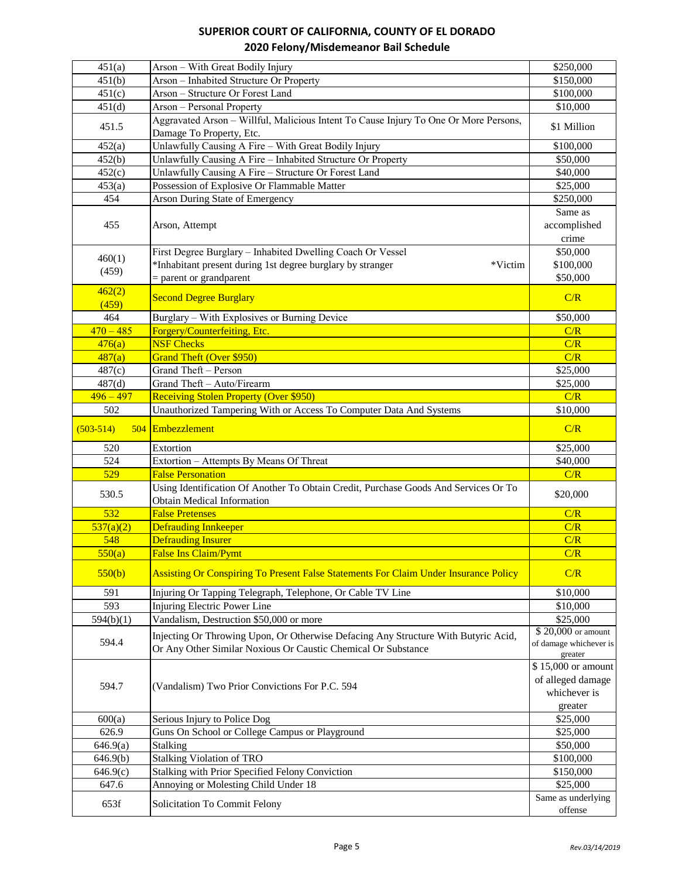# SUPERIOR COURT OF CALIFORNIA, COUNTY OF EL DORADO

## 2020 Felony/Misdemeanor Bail Schedule

| | | |
|---|---|---|
| 451(a) | Arson – With Great Bodily Injury | $250,000 |
| 451(b) | Arson – Inhabited Structure Or Property | $150,000 |
| 451(c) | Arson – Structure Or Forest Land | $100,000 |
| 451(d) | Arson – Personal Property | $10,000 |
| 451.5 | Aggravated Arson – Willful, Malicious Intent To Cause Injury To One Or More Persons, Damage To Property, Etc. | $1 Million |
| 452(a) | Unlawfully Causing A Fire – With Great Bodily Injury | $100,000 |
| 452(b) | Unlawfully Causing A Fire – Inhabited Structure Or Property | $50,000 |
| 452(c) | Unlawfully Causing A Fire – Structure Or Forest Land | $40,000 |
| 453(a) | Possession of Explosive Or Flammable Matter | $25,000 |
| 454 | Arson During State of Emergency | $250,000 |
| 455 | Arson, Attempt | Same as accomplished crime |
| 460(1) (459) | First Degree Burglary – Inhabited Dwelling Coach Or Vessel<br>*Inhabitant present during 1st degree burglary by stranger<br>*Victim = parent or grandparent | $50,000<br>$100,000<br>$50,000 |
| 462(2) (459) | Second Degree Burglary | C/R |
| 464 | Burglary – With Explosives or Burning Device | $50,000 |
| 470 – 485 | Forgery/Counterfeiting, Etc. | C/R |
| 476(a) | NSF Checks | C/R |
| 487(a) | Grand Theft (Over $950) | C/R |
| 487(c) | Grand Theft – Person | $25,000 |
| 487(d) | Grand Theft – Auto/Firearm | $25,000 |
| 496 – 497 | Receiving Stolen Property (Over $950) | C/R |
| 502 | Unauthorized Tampering With or Access To Computer Data And Systems | $10,000 |
| (503-514) 504 | Embezzlement | C/R |
| 520 | Extortion | $25,000 |
| 524 | Extortion – Attempts By Means Of Threat | $40,000 |
| 529 | False Personation | C/R |
| 530.5 | Using Identification Of Another To Obtain Credit, Purchase Goods And Services Or To Obtain Medical Information | $20,000 |
| 532 | False Pretenses | C/R |
| 537(a)(2) | Defrauding Innkeeper | C/R |
| 548 | Defrauding Insurer | C/R |
| 550(a) | False Ins Claim/Pymt | C/R |
| 550(b) | Assisting Or Conspiring To Present False Statements For Claim Under Insurance Policy | C/R |
| 591 | Injuring Or Tapping Telegraph, Telephone, Or Cable TV Line | $10,000 |
| 593 | Injuring Electric Power Line | $10,000 |
| 594(b)(1) | Vandalism, Destruction $50,000 or more | $25,000 |
| 594.4 | Injecting Or Throwing Upon, Or Otherwise Defacing Any Structure With Butyric Acid, Or Any Other Similar Noxious Or Caustic Chemical Or Substance | $ 20,000 or amount of damage whichever is greater |
| 594.7 | (Vandalism) Two Prior Convictions For P.C. 594 | $ 15,000 or amount of alleged damage whichever is greater |
| 600(a) | Serious Injury to Police Dog | $25,000 |
| 626.9 | Guns On School or College Campus or Playground | $25,000 |
| 646.9(a) | Stalking | $50,000 |
| 646.9(b) | Stalking Violation of TRO | $100,000 |
| 646.9(c) | Stalking with Prior Specified Felony Conviction | $150,000 |
| 647.6 | Annoying or Molesting Child Under 18 | $25,000 |
| 653f | Solicitation To Commit Felony | Same as underlying offense |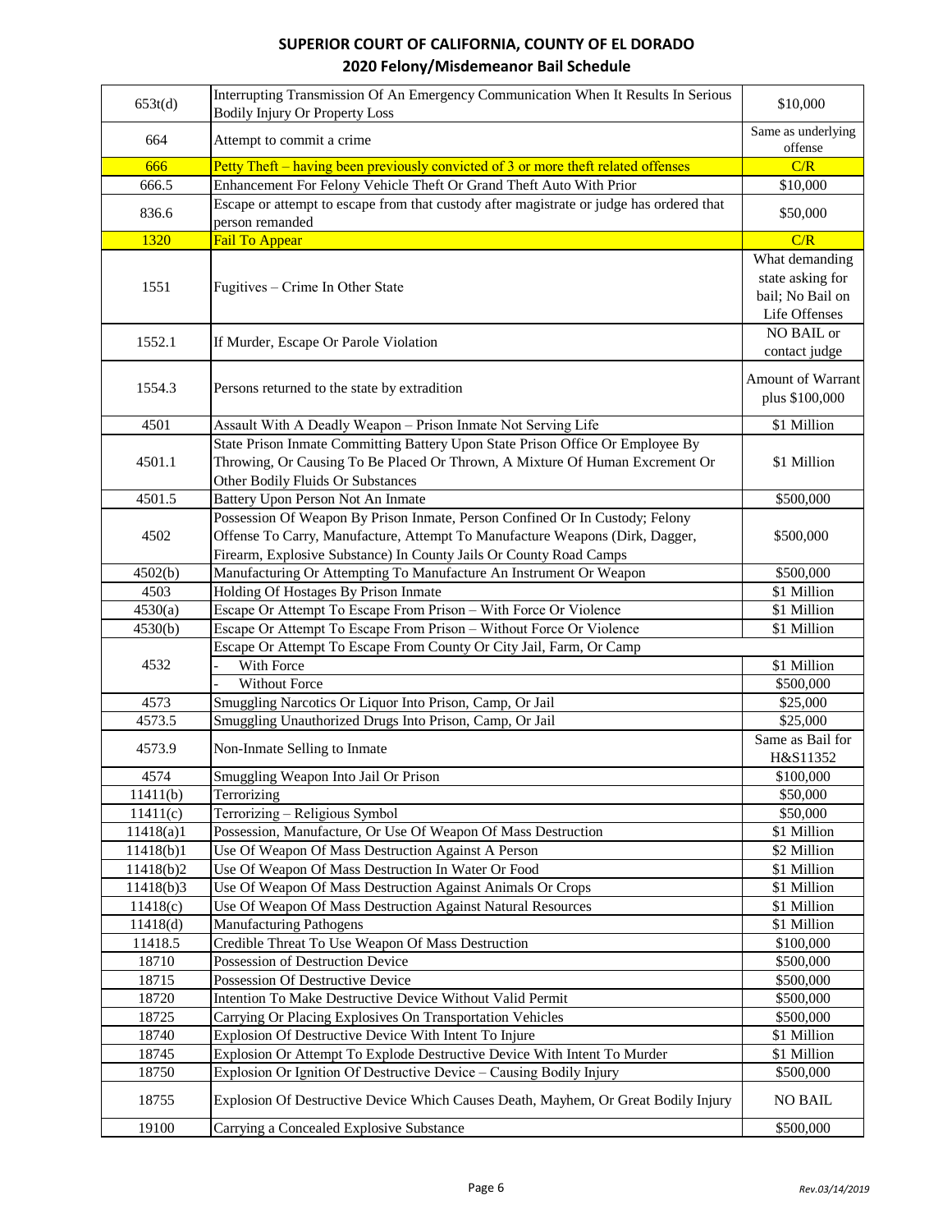# SUPERIOR COURT OF CALIFORNIA, COUNTY OF EL DORADO

## 2020 Felony/Misdemeanor Bail Schedule

| | | |
|---|---|---|
| 653t(d) | Interrupting Transmission Of An Emergency Communication When It Results In Serious Bodily Injury Or Property Loss | $10,000 |
| 664 | Attempt to commit a crime | Same as underlying offense |
| 666 | Petty Theft – having been previously convicted of 3 or more theft related offenses | C/R |
| 666.5 | Enhancement For Felony Vehicle Theft Or Grand Theft Auto With Prior | $10,000 |
| 836.6 | Escape or attempt to escape from that custody after magistrate or judge has ordered that person remanded | $50,000 |
| 1320 | Fail To Appear | C/R |
| 1551 | Fugitives – Crime In Other State | What demanding state asking for bail; No Bail on Life Offenses |
| 1552.1 | If Murder, Escape Or Parole Violation | NO BAIL or contact judge |
| 1554.3 | Persons returned to the state by extradition | Amount of Warrant plus $100,000 |
| 4501 | Assault With A Deadly Weapon – Prison Inmate Not Serving Life | $1 Million |
| 4501.1 | State Prison Inmate Committing Battery Upon State Prison Office Or Employee By Throwing, Or Causing To Be Placed Or Thrown, A Mixture Of Human Excrement Or Other Bodily Fluids Or Substances | $1 Million |
| 4501.5 | Battery Upon Person Not An Inmate | $500,000 |
| 4502 | Possession Of Weapon By Prison Inmate, Person Confined Or In Custody; Felony Offense To Carry, Manufacture, Attempt To Manufacture Weapons (Dirk, Dagger, Firearm, Explosive Substance) In County Jails Or County Road Camps | $500,000 |
| 4502(b) | Manufacturing Or Attempting To Manufacture An Instrument Or Weapon | $500,000 |
| 4503 | Holding Of Hostages By Prison Inmate | $1 Million |
| 4530(a) | Escape Or Attempt To Escape From Prison – With Force Or Violence | $1 Million |
| 4530(b) | Escape Or Attempt To Escape From Prison – Without Force Or Violence | $1 Million |
| 4532 | Escape Or Attempt To Escape From County Or City Jail, Farm, Or Camp | |
| | - With Force | $1 Million |
| | - Without Force | $500,000 |
| 4573 | Smuggling Narcotics Or Liquor Into Prison, Camp, Or Jail | $25,000 |
| 4573.5 | Smuggling Unauthorized Drugs Into Prison, Camp, Or Jail | $25,000 |
| 4573.9 | Non-Inmate Selling to Inmate | Same as Bail for H&S11352 |
| 4574 | Smuggling Weapon Into Jail Or Prison | $100,000 |
| 11411(b) | Terrorizing | $50,000 |
| 11411(c) | Terrorizing – Religious Symbol | $50,000 |
| 11418(a)1 | Possession, Manufacture, Or Use Of Weapon Of Mass Destruction | $1 Million |
| 11418(b)1 | Use Of Weapon Of Mass Destruction Against A Person | $2 Million |
| 11418(b)2 | Use Of Weapon Of Mass Destruction In Water Or Food | $1 Million |
| 11418(b)3 | Use Of Weapon Of Mass Destruction Against Animals Or Crops | $1 Million |
| 11418(c) | Use Of Weapon Of Mass Destruction Against Natural Resources | $1 Million |
| 11418(d) | Manufacturing Pathogens | $1 Million |
| 11418.5 | Credible Threat To Use Weapon Of Mass Destruction | $100,000 |
| 18710 | Possession of Destruction Device | $500,000 |
| 18715 | Possession Of Destructive Device | $500,000 |
| 18720 | Intention To Make Destructive Device Without Valid Permit | $500,000 |
| 18725 | Carrying Or Placing Explosives On Transportation Vehicles | $500,000 |
| 18740 | Explosion Of Destructive Device With Intent To Injure | $1 Million |
| 18745 | Explosion Or Attempt To Explode Destructive Device With Intent To Murder | $1 Million |
| 18750 | Explosion Or Ignition Of Destructive Device – Causing Bodily Injury | $500,000 |
| 18755 | Explosion Of Destructive Device Which Causes Death, Mayhem, Or Great Bodily Injury | NO BAIL |
| 19100 | Carrying a Concealed Explosive Substance | $500,000 |

*Rev.03/14/2019*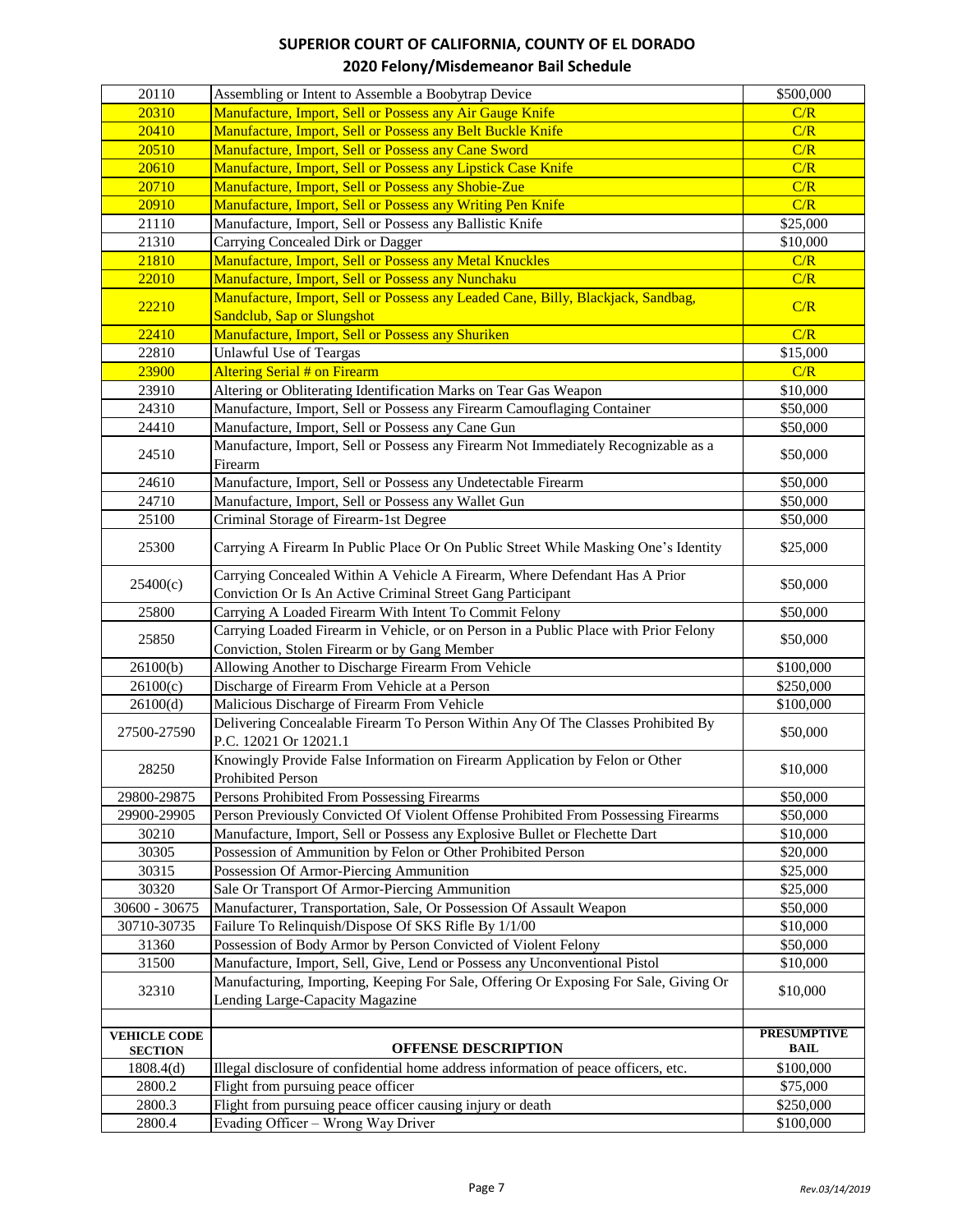# SUPERIOR COURT OF CALIFORNIA, COUNTY OF EL DORADO

## 2020 Felony/Misdemeanor Bail Schedule

| | | |
|---|---|---|
| 20110 | Assembling or Intent to Assemble a Boobytrap Device | $500,000 |
| 20310 | Manufacture, Import, Sell or Possess any Air Gauge Knife | C/R |
| 20410 | Manufacture, Import, Sell or Possess any Belt Buckle Knife | C/R |
| 20510 | Manufacture, Import, Sell or Possess any Cane Sword | C/R |
| 20610 | Manufacture, Import, Sell or Possess any Lipstick Case Knife | C/R |
| 20710 | Manufacture, Import, Sell or Possess any Shobie-Zue | C/R |
| 20910 | Manufacture, Import, Sell or Possess any Writing Pen Knife | C/R |
| 21110 | Manufacture, Import, Sell or Possess any Ballistic Knife | $25,000 |
| 21310 | Carrying Concealed Dirk or Dagger | $10,000 |
| 21810 | Manufacture, Import, Sell or Possess any Metal Knuckles | C/R |
| 22010 | Manufacture, Import, Sell or Possess any Nunchaku | C/R |
| 22210 | Manufacture, Import, Sell or Possess any Leaded Cane, Billy, Blackjack, Sandbag, Sandclub, Sap or Slungshot | C/R |
| 22410 | Manufacture, Import, Sell or Possess any Shuriken | C/R |
| 22810 | Unlawful Use of Teargas | $15,000 |
| 23900 | Altering Serial # on Firearm | C/R |
| 23910 | Altering or Obliterating Identification Marks on Tear Gas Weapon | $10,000 |
| 24310 | Manufacture, Import, Sell or Possess any Firearm Camouflaging Container | $50,000 |
| 24410 | Manufacture, Import, Sell or Possess any Cane Gun | $50,000 |
| 24510 | Manufacture, Import, Sell or Possess any Firearm Not Immediately Recognizable as a Firearm | $50,000 |
| 24610 | Manufacture, Import, Sell or Possess any Undetectable Firearm | $50,000 |
| 24710 | Manufacture, Import, Sell or Possess any Wallet Gun | $50,000 |
| 25100 | Criminal Storage of Firearm-1st Degree | $50,000 |
| 25300 | Carrying A Firearm In Public Place Or On Public Street While Masking One's Identity | $25,000 |
| 25400(c) | Carrying Concealed Within A Vehicle A Firearm, Where Defendant Has A Prior Conviction Or Is An Active Criminal Street Gang Participant | $50,000 |
| 25800 | Carrying A Loaded Firearm With Intent To Commit Felony | $50,000 |
| 25850 | Carrying Loaded Firearm in Vehicle, or on Person in a Public Place with Prior Felony Conviction, Stolen Firearm or by Gang Member | $50,000 |
| 26100(b) | Allowing Another to Discharge Firearm From Vehicle | $100,000 |
| 26100(c) | Discharge of Firearm From Vehicle at a Person | $250,000 |
| 26100(d) | Malicious Discharge of Firearm From Vehicle | $100,000 |
| 27500-27590 | Delivering Concealable Firearm To Person Within Any Of The Classes Prohibited By P.C. 12021 Or 12021.1 | $50,000 |
| 28250 | Knowingly Provide False Information on Firearm Application by Felon or Other Prohibited Person | $10,000 |
| 29800-29875 | Persons Prohibited From Possessing Firearms | $50,000 |
| 29900-29905 | Person Previously Convicted Of Violent Offense Prohibited From Possessing Firearms | $50,000 |
| 30210 | Manufacture, Import, Sell or Possess any Explosive Bullet or Flechette Dart | $10,000 |
| 30305 | Possession of Ammunition by Felon or Other Prohibited Person | $20,000 |
| 30315 | Possession Of Armor-Piercing Ammunition | $25,000 |
| 30320 | Sale Or Transport Of Armor-Piercing Ammunition | $25,000 |
| 30600 - 30675 | Manufacturer, Transportation, Sale, Or Possession Of Assault Weapon | $50,000 |
| 30710-30735 | Failure To Relinquish/Dispose Of SKS Rifle By 1/1/00 | $10,000 |
| 31360 | Possession of Body Armor by Person Convicted of Violent Felony | $50,000 |
| 31500 | Manufacture, Import, Sell, Give, Lend or Possess any Unconventional Pistol | $10,000 |
| 32310 | Manufacturing, Importing, Keeping For Sale, Offering Or Exposing For Sale, Giving Or Lending Large-Capacity Magazine | $10,000 |
| | | |
| **VEHICLE CODE SECTION** | **OFFENSE DESCRIPTION** | **PRESUMPTIVE BAIL** |
| 1808.4(d) | Illegal disclosure of confidential home address information of peace officers, etc. | $100,000 |
| 2800.2 | Flight from pursuing peace officer | $75,000 |
| 2800.3 | Flight from pursuing peace officer causing injury or death | $250,000 |
| 2800.4 | Evading Officer – Wrong Way Driver | $100,000 |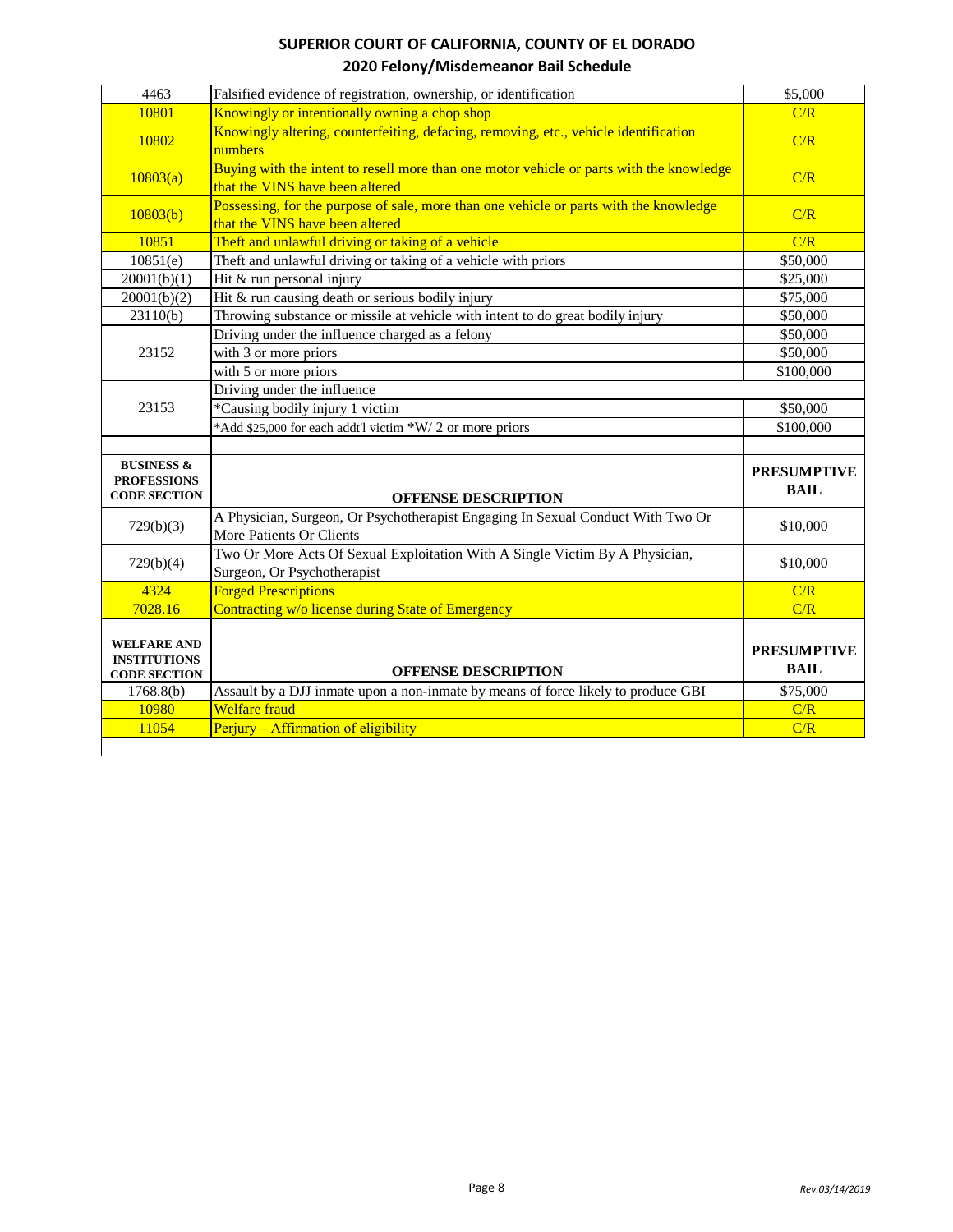## SUPERIOR COURT OF CALIFORNIA, COUNTY OF EL DORADO
## 2020 Felony/Misdemeanor Bail Schedule

| | | |
|---|---|---|
| 4463 | Falsified evidence of registration, ownership, or identification | $5,000 |
| 10801 | Knowingly or intentionally owning a chop shop | C/R |
| 10802 | Knowingly altering, counterfeiting, defacing, removing, etc., vehicle identification numbers | C/R |
| 10803(a) | Buying with the intent to resell more than one motor vehicle or parts with the knowledge that the VINS have been altered | C/R |
| 10803(b) | Possessing, for the purpose of sale, more than one vehicle or parts with the knowledge that the VINS have been altered | C/R |
| 10851 | Theft and unlawful driving or taking of a vehicle | C/R |
| 10851(e) | Theft and unlawful driving or taking of a vehicle with priors | $50,000 |
| 20001(b)(1) | Hit & run personal injury | $25,000 |
| 20001(b)(2) | Hit & run causing death or serious bodily injury | $75,000 |
| 23110(b) | Throwing substance or missile at vehicle with intent to do great bodily injury | $50,000 |
| 23152 | Driving under the influence charged as a felony | $50,000 |
| | with 3 or more priors | $50,000 |
| | with 5 or more priors | $100,000 |
| 23153 | Driving under the influence | |
| | *Causing bodily injury 1 victim | $50,000 |
| | *Add $25,000 for each addt'l victim *W/ 2 or more priors | $100,000 |

| BUSINESS & PROFESSIONS CODE SECTION | OFFENSE DESCRIPTION | PRESUMPTIVE BAIL |
|---|---|---|
| 729(b)(3) | A Physician, Surgeon, Or Psychotherapist Engaging In Sexual Conduct With Two Or More Patients Or Clients | $10,000 |
| 729(b)(4) | Two Or More Acts Of Sexual Exploitation With A Single Victim By A Physician, Surgeon, Or Psychotherapist | $10,000 |
| 4324 | Forged Prescriptions | C/R |
| 7028.16 | Contracting w/o license during State of Emergency | C/R |

| WELFARE AND INSTITUTIONS CODE SECTION | OFFENSE DESCRIPTION | PRESUMPTIVE BAIL |
|---|---|---|
| 1768.8(b) | Assault by a DJJ inmate upon a non-inmate by means of force likely to produce GBI | $75,000 |
| 10980 | Welfare fraud | C/R |
| 11054 | Perjury – Affirmation of eligibility | C/R |

*Rev.03/14/2019*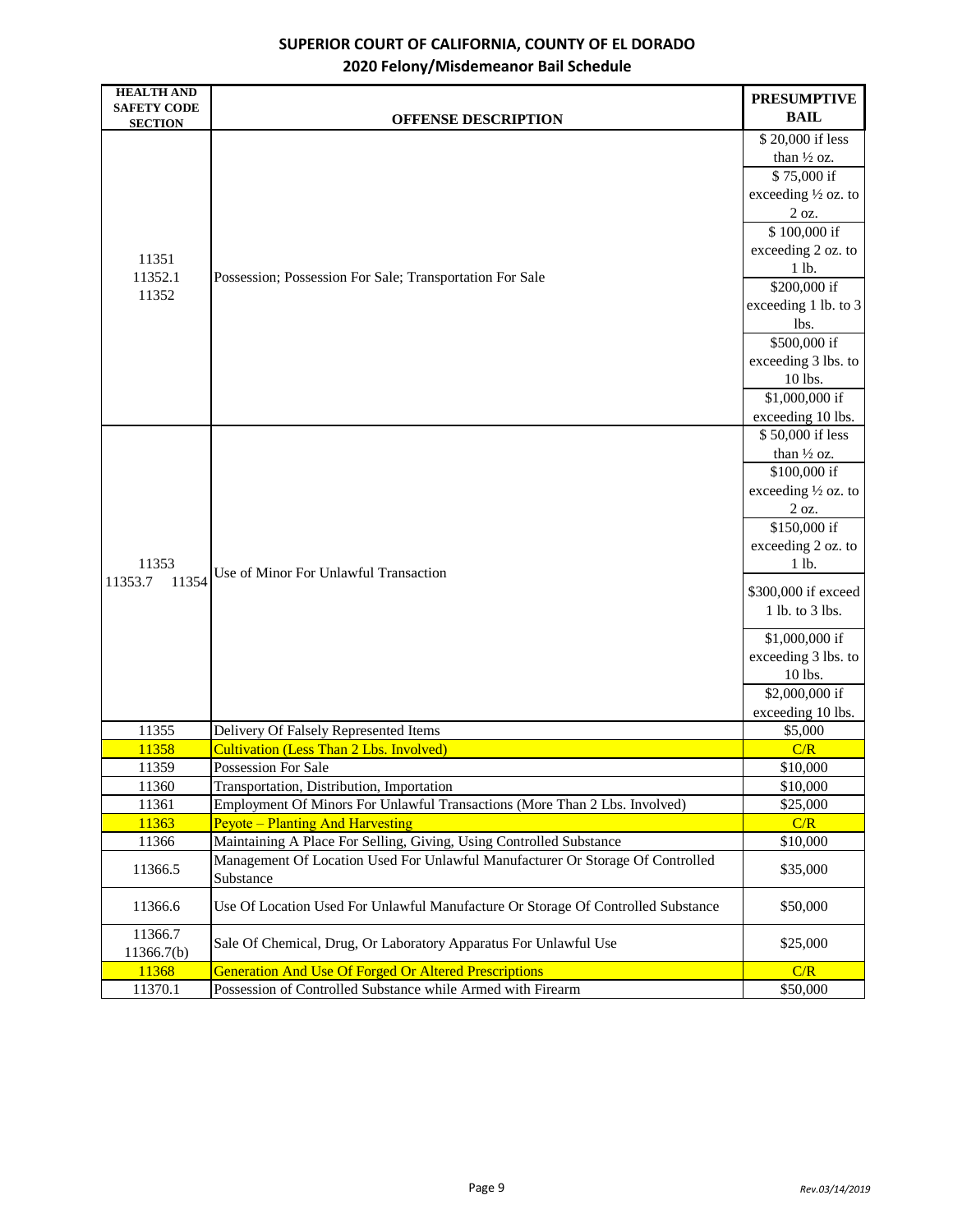# SUPERIOR COURT OF CALIFORNIA, COUNTY OF EL DORADO

## 2020 Felony/Misdemeanor Bail Schedule

| HEALTH AND SAFETY CODE SECTION | OFFENSE DESCRIPTION | PRESUMPTIVE BAIL |
|---|---|---|
| 11351<br>11352.1<br>11352 | Possession; Possession For Sale; Transportation For Sale | $ 20,000 if less than ½ oz.<br>$ 75,000 if exceeding ½ oz. to 2 oz.<br>$ 100,000 if exceeding 2 oz. to 1 lb.<br>$200,000 if exceeding 1 lb. to 3 lbs.<br>$500,000 if exceeding 3 lbs. to 10 lbs.<br>$1,000,000 if exceeding 10 lbs. |
| 11353<br>11353.7 11354 | Use of Minor For Unlawful Transaction | $ 50,000 if less than ½ oz.<br>$100,000 if exceeding ½ oz. to 2 oz.<br>$150,000 if exceeding 2 oz. to 1 lb.<br>$300,000 if exceed 1 lb. to 3 lbs.<br>$1,000,000 if exceeding 3 lbs. to 10 lbs.<br>$2,000,000 if exceeding 10 lbs. |
| 11355 | Delivery Of Falsely Represented Items | $5,000 |
| 11358 | Cultivation (Less Than 2 Lbs. Involved) | C/R |
| 11359 | Possession For Sale | $10,000 |
| 11360 | Transportation, Distribution, Importation | $10,000 |
| 11361 | Employment Of Minors For Unlawful Transactions (More Than 2 Lbs. Involved) | $25,000 |
| 11363 | Peyote – Planting And Harvesting | C/R |
| 11366 | Maintaining A Place For Selling, Giving, Using Controlled Substance | $10,000 |
| 11366.5 | Management Of Location Used For Unlawful Manufacturer Or Storage Of Controlled Substance | $35,000 |
| 11366.6 | Use Of Location Used For Unlawful Manufacture Or Storage Of Controlled Substance | $50,000 |
| 11366.7<br>11366.7(b) | Sale Of Chemical, Drug, Or Laboratory Apparatus For Unlawful Use | $25,000 |
| 11368 | Generation And Use Of Forged Or Altered Prescriptions | C/R |
| 11370.1 | Possession of Controlled Substance while Armed with Firearm | $50,000 |

*Rev.03/14/2019*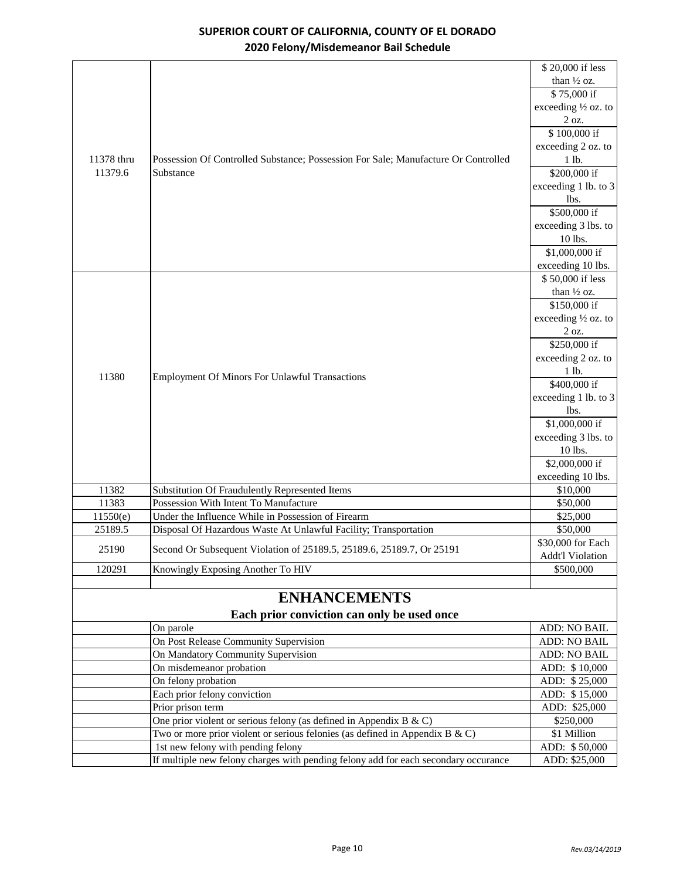# SUPERIOR COURT OF CALIFORNIA, COUNTY OF EL DORADO

## 2020 Felony/Misdemeanor Bail Schedule

| | | |
|---|---|---|
| 11378 thru 11379.6 | Possession Of Controlled Substance; Possession For Sale; Manufacture Or Controlled Substance | $ 20,000 if less than ½ oz.<br>$ 75,000 if exceeding ½ oz. to 2 oz.<br>$ 100,000 if exceeding 2 oz. to 1 lb.<br>$200,000 if exceeding 1 lb. to 3 lbs.<br>$500,000 if exceeding 3 lbs. to 10 lbs.<br>$1,000,000 if exceeding 10 lbs. |
| 11380 | Employment Of Minors For Unlawful Transactions | $ 50,000 if less than ½ oz.<br>$150,000 if exceeding ½ oz. to 2 oz.<br>$250,000 if exceeding 2 oz. to 1 lb.<br>$400,000 if exceeding 1 lb. to 3 lbs.<br>$1,000,000 if exceeding 3 lbs. to 10 lbs.<br>$2,000,000 if exceeding 10 lbs. |
| 11382 | Substitution Of Fraudulently Represented Items | $10,000 |
| 11383 | Possession With Intent To Manufacture | $50,000 |
| 11550(e) | Under the Influence While in Possession of Firearm | $25,000 |
| 25189.5 | Disposal Of Hazardous Waste At Unlawful Facility; Transportation | $50,000 |
| 25190 | Second Or Subsequent Violation of 25189.5, 25189.6, 25189.7, Or 25191 | $30,000 for Each Addt'l Violation |
| 120291 | Knowingly Exposing Another To HIV | $500,000 |

# ENHANCEMENTS

**Each prior conviction can only be used once**

| | | |
|---|---|---|
| | On parole | ADD: NO BAIL |
| | On Post Release Community Supervision | ADD: NO BAIL |
| | On Mandatory Community Supervision | ADD: NO BAIL |
| | On misdemeanor probation | ADD: $ 10,000 |
| | On felony probation | ADD: $ 25,000 |
| | Each prior felony conviction | ADD: $ 15,000 |
| | Prior prison term | ADD: $25,000 |
| | One prior violent or serious felony (as defined in Appendix B & C) | $250,000 |
| | Two or more prior violent or serious felonies (as defined in Appendix B & C) | $1 Million |
| | 1st new felony with pending felony | ADD: $ 50,000 |
| | If multiple new felony charges with pending felony add for each secondary occurance | ADD: $25,000 |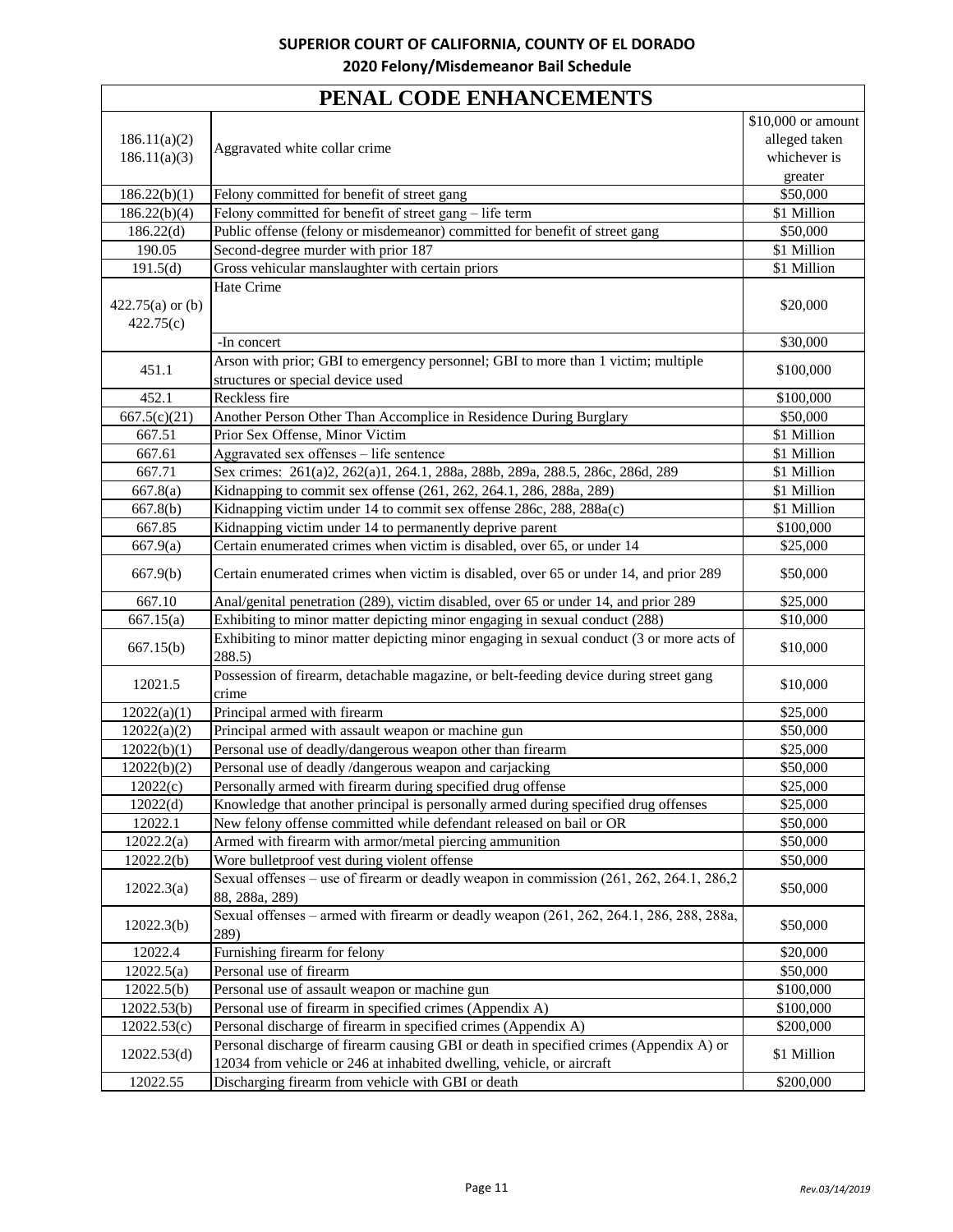SUPERIOR COURT OF CALIFORNIA, COUNTY OF EL DORADO

2020 Felony/Misdemeanor Bail Schedule

| PENAL CODE ENHANCEMENTS | | |
|---|---|---|
| 186.11(a)(2) 186.11(a)(3) | Aggravated white collar crime | $10,000 or amount alleged taken whichever is greater |
| 186.22(b)(1) | Felony committed for benefit of street gang | $50,000 |
| 186.22(b)(4) | Felony committed for benefit of street gang – life term | $1 Million |
| 186.22(d) | Public offense (felony or misdemeanor) committed for benefit of street gang | $50,000 |
| 190.05 | Second-degree murder with prior 187 | $1 Million |
| 191.5(d) | Gross vehicular manslaughter with certain priors | $1 Million |
| 422.75(a) or (b) 422.75(c) | Hate Crime | $20,000 |
| | -In concert | $30,000 |
| 451.1 | Arson with prior; GBI to emergency personnel; GBI to more than 1 victim; multiple structures or special device used | $100,000 |
| 452.1 | Reckless fire | $100,000 |
| 667.5(c)(21) | Another Person Other Than Accomplice in Residence During Burglary | $50,000 |
| 667.51 | Prior Sex Offense, Minor Victim | $1 Million |
| 667.61 | Aggravated sex offenses – life sentence | $1 Million |
| 667.71 | Sex crimes: 261(a)2, 262(a)1, 264.1, 288a, 288b, 289a, 288.5, 286c, 286d, 289 | $1 Million |
| 667.8(a) | Kidnapping to commit sex offense (261, 262, 264.1, 286, 288a, 289) | $1 Million |
| 667.8(b) | Kidnapping victim under 14 to commit sex offense 286c, 288, 288a(c) | $1 Million |
| 667.85 | Kidnapping victim under 14 to permanently deprive parent | $100,000 |
| 667.9(a) | Certain enumerated crimes when victim is disabled, over 65, or under 14 | $25,000 |
| 667.9(b) | Certain enumerated crimes when victim is disabled, over 65 or under 14, and prior 289 | $50,000 |
| 667.10 | Anal/genital penetration (289), victim disabled, over 65 or under 14, and prior 289 | $25,000 |
| 667.15(a) | Exhibiting to minor matter depicting minor engaging in sexual conduct (288) | $10,000 |
| 667.15(b) | Exhibiting to minor matter depicting minor engaging in sexual conduct (3 or more acts of 288.5) | $10,000 |
| 12021.5 | Possession of firearm, detachable magazine, or belt-feeding device during street gang crime | $10,000 |
| 12022(a)(1) | Principal armed with firearm | $25,000 |
| 12022(a)(2) | Principal armed with assault weapon or machine gun | $50,000 |
| 12022(b)(1) | Personal use of deadly/dangerous weapon other than firearm | $25,000 |
| 12022(b)(2) | Personal use of deadly /dangerous weapon and carjacking | $50,000 |
| 12022(c) | Personally armed with firearm during specified drug offense | $25,000 |
| 12022(d) | Knowledge that another principal is personally armed during specified drug offenses | $25,000 |
| 12022.1 | New felony offense committed while defendant released on bail or OR | $50,000 |
| 12022.2(a) | Armed with firearm with armor/metal piercing ammunition | $50,000 |
| 12022.2(b) | Wore bulletproof vest during violent offense | $50,000 |
| 12022.3(a) | Sexual offenses – use of firearm or deadly weapon in commission (261, 262, 264.1, 286,2 88, 288a, 289) | $50,000 |
| 12022.3(b) | Sexual offenses – armed with firearm or deadly weapon (261, 262, 264.1, 286, 288, 288a, 289) | $50,000 |
| 12022.4 | Furnishing firearm for felony | $20,000 |
| 12022.5(a) | Personal use of firearm | $50,000 |
| 12022.5(b) | Personal use of assault weapon or machine gun | $100,000 |
| 12022.53(b) | Personal use of firearm in specified crimes (Appendix A) | $100,000 |
| 12022.53(c) | Personal discharge of firearm in specified crimes (Appendix A) | $200,000 |
| 12022.53(d) | Personal discharge of firearm causing GBI or death in specified crimes (Appendix A) or 12034 from vehicle or 246 at inhabited dwelling, vehicle, or aircraft | $1 Million |
| 12022.55 | Discharging firearm from vehicle with GBI or death | $200,000 |

*Rev.03/14/2019*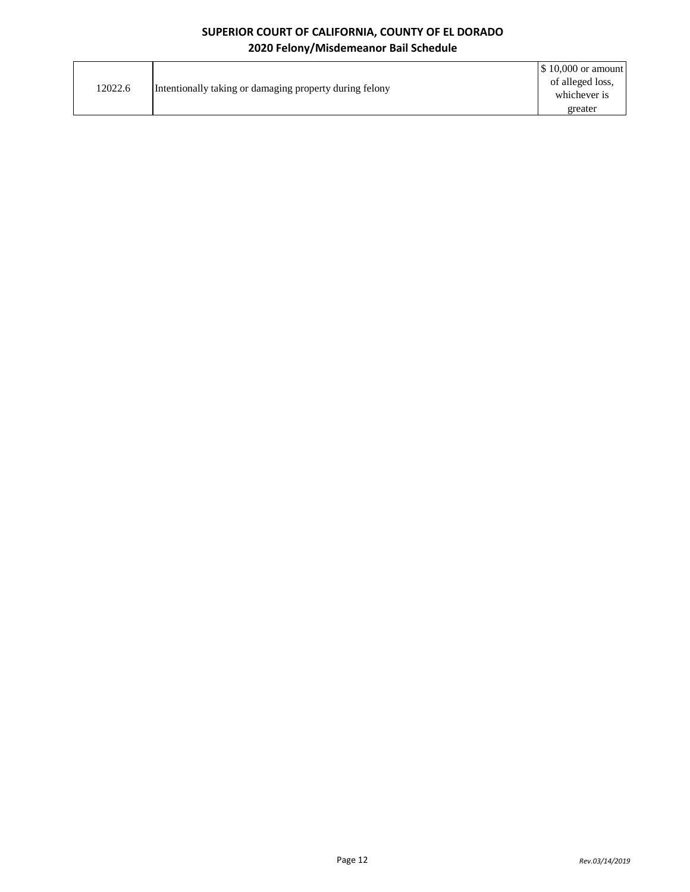| 12022.6 | Intentionally taking or damaging property during felony | $ 10,000 or amount of alleged loss, whichever is greater |
|---|---|---|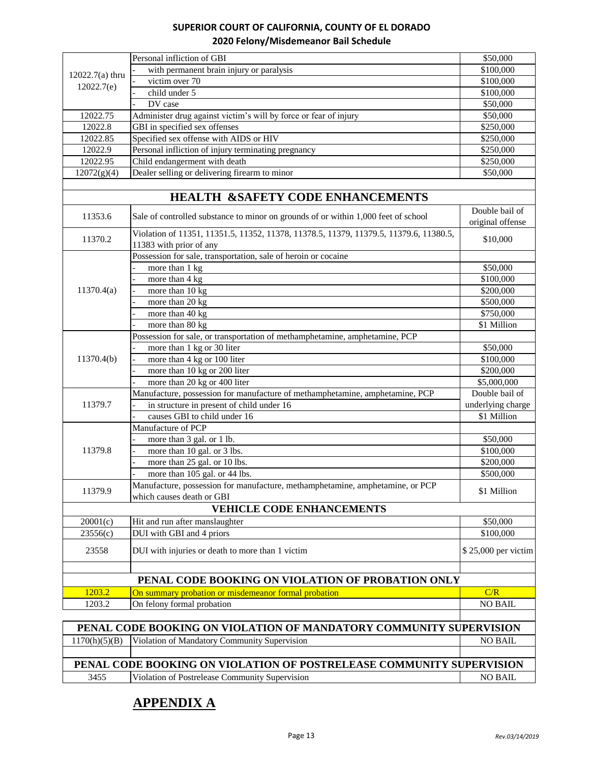| | | |
|---|---|---|
| 12022.7(a) thru 12022.7(e) | Personal infliction of GBI | $50,000 |
| | - with permanent brain injury or paralysis | $100,000 |
| | - victim over 70 | $100,000 |
| | - child under 5 | $100,000 |
| | - DV case | $50,000 |
| 12022.75 | Administer drug against victim's will by force or fear of injury | $50,000 |
| 12022.8 | GBI in specified sex offenses | $250,000 |
| 12022.85 | Specified sex offense with AIDS or HIV | $250,000 |
| 12022.9 | Personal infliction of injury terminating pregnancy | $250,000 |
| 12022.95 | Child endangerment with death | $250,000 |
| 12072(g)(4) | Dealer selling or delivering firearm to minor | $50,000 |
| | | |
| | **HEALTH &SAFETY CODE ENHANCEMENTS** | |
| 11353.6 | Sale of controlled substance to minor on grounds of or within 1,000 feet of school | Double bail of original offense |
| 11370.2 | Violation of 11351, 11351.5, 11352, 11378, 11378.5, 11379, 11379.5, 11379.6, 11380.5, 11383 with prior of any | $10,000 |
| 11370.4(a) | Possession for sale, transportation, sale of heroin or cocaine | |
| | - more than 1 kg | $50,000 |
| | - more than 4 kg | $100,000 |
| | - more than 10 kg | $200,000 |
| | - more than 20 kg | $500,000 |
| | - more than 40 kg | $750,000 |
| | - more than 80 kg | $1 Million |
| 11370.4(b) | Possession for sale, or transportation of methamphetamine, amphetamine, PCP | |
| | - more than 1 kg or 30 liter | $50,000 |
| | - more than 4 kg or 100 liter | $100,000 |
| | - more than 10 kg or 200 liter | $200,000 |
| | - more than 20 kg or 400 liter | $5,000,000 |
| 11379.7 | Manufacture, possession for manufacture of methamphetamine, amphetamine, PCP | |
| | - in structure in present of child under 16 | Double bail of underlying charge |
| | - causes GBI to child under 16 | $1 Million |
| 11379.8 | Manufacture of PCP | |
| | - more than 3 gal. or 1 lb. | $50,000 |
| | - more than 10 gal. or 3 lbs. | $100,000 |
| | - more than 25 gal. or 10 lbs. | $200,000 |
| | - more than 105 gal. or 44 lbs. | $500,000 |
| 11379.9 | Manufacture, possession for manufacture, methamphetamine, amphetamine, or PCP which causes death or GBI | $1 Million |
| | **VEHICLE CODE ENHANCEMENTS** | |
| 20001(c) | Hit and run after manslaughter | $50,000 |
| 23556(c) | DUI with GBI and 4 priors | $100,000 |
| 23558 | DUI with injuries or death to more than 1 victim | $ 25,000 per victim |
| | | |
| | **PENAL CODE BOOKING ON VIOLATION OF PROBATION ONLY** | |
| 1203.2 | On summary probation or misdemeanor formal probation | C/R |
| 1203.2 | On felony formal probation | NO BAIL |
| | | |
| | **PENAL CODE BOOKING ON VIOLATION OF MANDATORY COMMUNITY SUPERVISION** | |
| 1170(h)(5)(B) | Violation of Mandatory Community Supervision | NO BAIL |
| | | |
| | **PENAL CODE BOOKING ON VIOLATION OF POSTRELEASE COMMUNITY SUPERVISION** | |
| 3455 | Violation of Postrelease Community Supervision | NO BAIL |

## APPENDIX A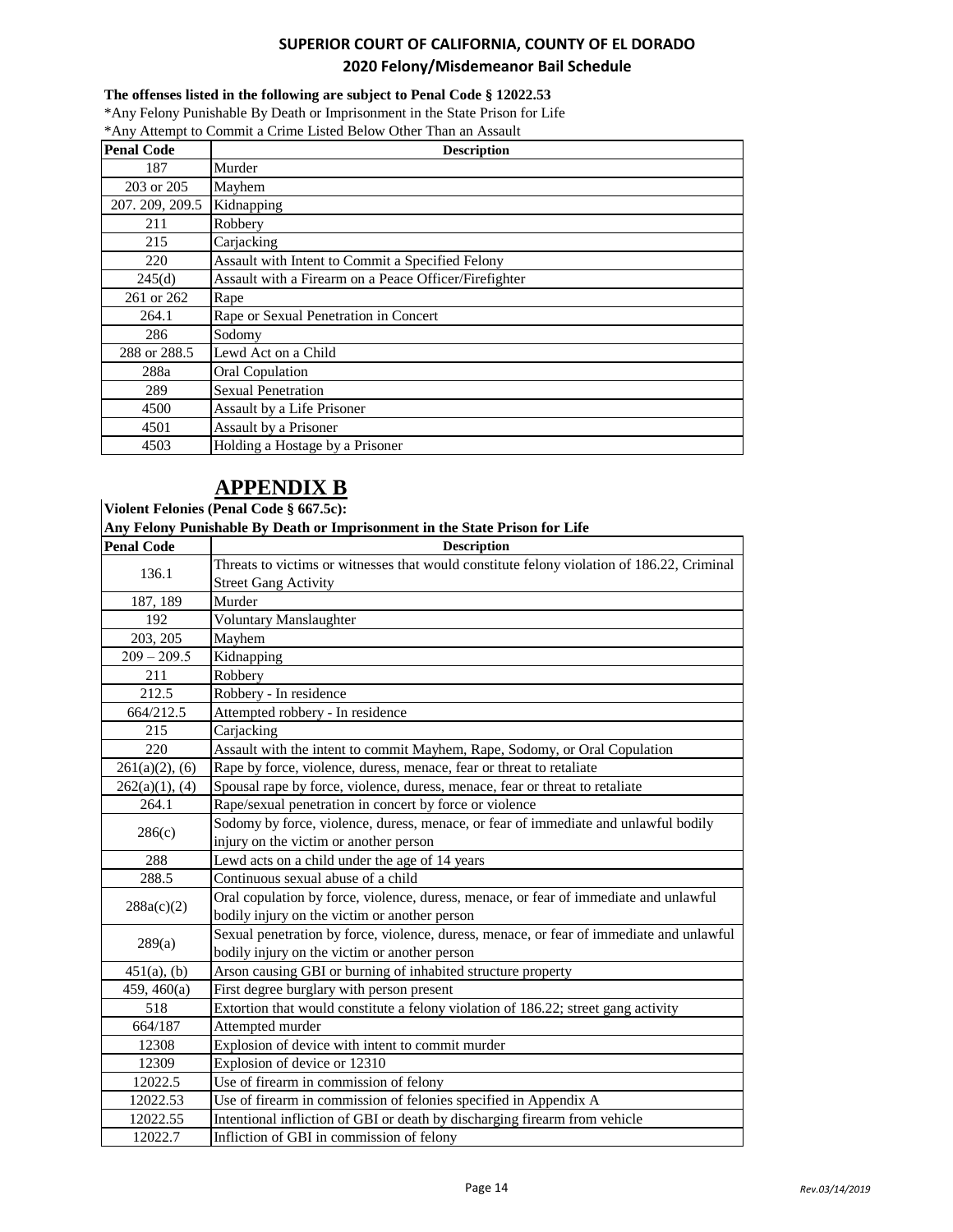**The offenses listed in the following are subject to Penal Code § 12022.53**

*Any Felony Punishable By Death or Imprisonment in the State Prison for Life

*Any Attempt to Commit a Crime Listed Below Other Than an Assault

| Penal Code | Description |
|---|---|
| 187 | Murder |
| 203 or 205 | Mayhem |
| 207. 209, 209.5 | Kidnapping |
| 211 | Robbery |
| 215 | Carjacking |
| 220 | Assault with Intent to Commit a Specified Felony |
| 245(d) | Assault with a Firearm on a Peace Officer/Firefighter |
| 261 or 262 | Rape |
| 264.1 | Rape or Sexual Penetration in Concert |
| 286 | Sodomy |
| 288 or 288.5 | Lewd Act on a Child |
| 288a | Oral Copulation |
| 289 | Sexual Penetration |
| 4500 | Assault by a Life Prisoner |
| 4501 | Assault by a Prisoner |
| 4503 | Holding a Hostage by a Prisoner |

# APPENDIX B

**Violent Felonies (Penal Code § 667.5c):**

**Any Felony Punishable By Death or Imprisonment in the State Prison for Life**

| Penal Code | Description |
|---|---|
| 136.1 | Threats to victims or witnesses that would constitute felony violation of 186.22, Criminal Street Gang Activity |
| 187, 189 | Murder |
| 192 | Voluntary Manslaughter |
| 203, 205 | Mayhem |
| 209 – 209.5 | Kidnapping |
| 211 | Robbery |
| 212.5 | Robbery - In residence |
| 664/212.5 | Attempted robbery - In residence |
| 215 | Carjacking |
| 220 | Assault with the intent to commit Mayhem, Rape, Sodomy, or Oral Copulation |
| 261(a)(2), (6) | Rape by force, violence, duress, menace, fear or threat to retaliate |
| 262(a)(1), (4) | Spousal rape by force, violence, duress, menace, fear or threat to retaliate |
| 264.1 | Rape/sexual penetration in concert by force or violence |
| 286(c) | Sodomy by force, violence, duress, menace, or fear of immediate and unlawful bodily injury on the victim or another person |
| 288 | Lewd acts on a child under the age of 14 years |
| 288.5 | Continuous sexual abuse of a child |
| 288a(c)(2) | Oral copulation by force, violence, duress, menace, or fear of immediate and unlawful bodily injury on the victim or another person |
| 289(a) | Sexual penetration by force, violence, duress, menace, or fear of immediate and unlawful bodily injury on the victim or another person |
| 451(a), (b) | Arson causing GBI or burning of inhabited structure property |
| 459, 460(a) | First degree burglary with person present |
| 518 | Extortion that would constitute a felony violation of 186.22; street gang activity |
| 664/187 | Attempted murder |
| 12308 | Explosion of device with intent to commit murder |
| 12309 | Explosion of device or 12310 |
| 12022.5 | Use of firearm in commission of felony |
| 12022.53 | Use of firearm in commission of felonies specified in Appendix A |
| 12022.55 | Intentional infliction of GBI or death by discharging firearm from vehicle |
| 12022.7 | Infliction of GBI in commission of felony |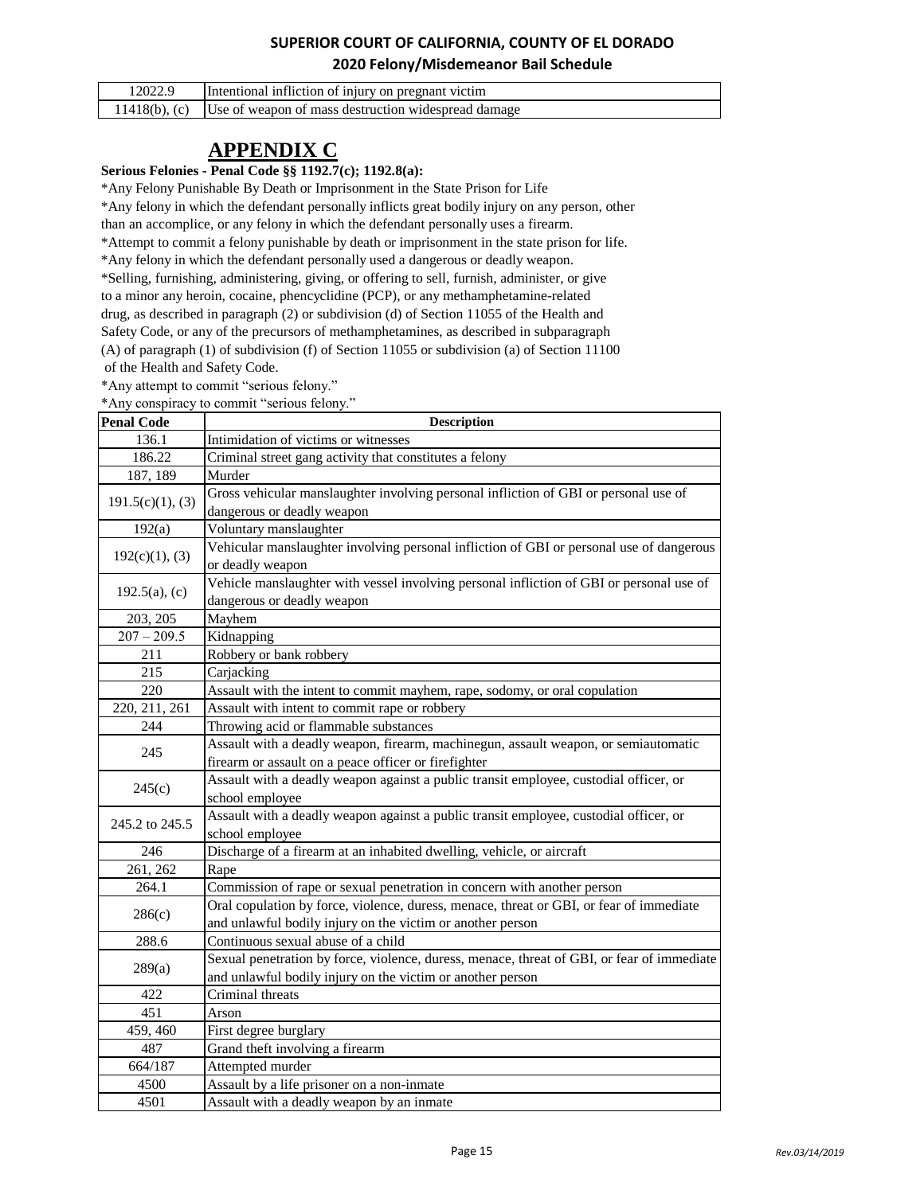| 12022.9 | Intentional infliction of injury on pregnant victim |
|---|---|
| 11418(b), (c) | Use of weapon of mass destruction widespread damage |

# APPENDIX C

**Serious Felonies - Penal Code §§ 1192.7(c); 1192.8(a):**

*Any Felony Punishable By Death or Imprisonment in the State Prison for Life
*Any felony in which the defendant personally inflicts great bodily injury on any person, other than an accomplice, or any felony in which the defendant personally uses a firearm.
*Attempt to commit a felony punishable by death or imprisonment in the state prison for life.
*Any felony in which the defendant personally used a dangerous or deadly weapon.
*Selling, furnishing, administering, giving, or offering to sell, furnish, administer, or give to a minor any heroin, cocaine, phencyclidine (PCP), or any methamphetamine-related drug, as described in paragraph (2) or subdivision (d) of Section 11055 of the Health and Safety Code, or any of the precursors of methamphetamines, as described in subparagraph (A) of paragraph (1) of subdivision (f) of Section 11055 or subdivision (a) of Section 11100 of the Health and Safety Code.
*Any attempt to commit "serious felony."
*Any conspiracy to commit "serious felony."

| Penal Code | Description |
|---|---|
| 136.1 | Intimidation of victims or witnesses |
| 186.22 | Criminal street gang activity that constitutes a felony |
| 187, 189 | Murder |
| 191.5(c)(1), (3) | Gross vehicular manslaughter involving personal infliction of GBI or personal use of dangerous or deadly weapon |
| 192(a) | Voluntary manslaughter |
| 192(c)(1), (3) | Vehicular manslaughter involving personal infliction of GBI or personal use of dangerous or deadly weapon |
| 192.5(a), (c) | Vehicle manslaughter with vessel involving personal infliction of GBI or personal use of dangerous or deadly weapon |
| 203, 205 | Mayhem |
| 207 – 209.5 | Kidnapping |
| 211 | Robbery or bank robbery |
| 215 | Carjacking |
| 220 | Assault with the intent to commit mayhem, rape, sodomy, or oral copulation |
| 220, 211, 261 | Assault with intent to commit rape or robbery |
| 244 | Throwing acid or flammable substances |
| 245 | Assault with a deadly weapon, firearm, machinegun, assault weapon, or semiautomatic firearm or assault on a peace officer or firefighter |
| 245(c) | Assault with a deadly weapon against a public transit employee, custodial officer, or school employee |
| 245.2 to 245.5 | Assault with a deadly weapon against a public transit employee, custodial officer, or school employee |
| 246 | Discharge of a firearm at an inhabited dwelling, vehicle, or aircraft |
| 261, 262 | Rape |
| 264.1 | Commission of rape or sexual penetration in concern with another person |
| 286(c) | Oral copulation by force, violence, duress, menace, threat or GBI, or fear of immediate and unlawful bodily injury on the victim or another person |
| 288.6 | Continuous sexual abuse of a child |
| 289(a) | Sexual penetration by force, violence, duress, menace, threat of GBI, or fear of immediate and unlawful bodily injury on the victim or another person |
| 422 | Criminal threats |
| 451 | Arson |
| 459, 460 | First degree burglary |
| 487 | Grand theft involving a firearm |
| 664/187 | Attempted murder |
| 4500 | Assault by a life prisoner on a non-inmate |
| 4501 | Assault with a deadly weapon by an inmate |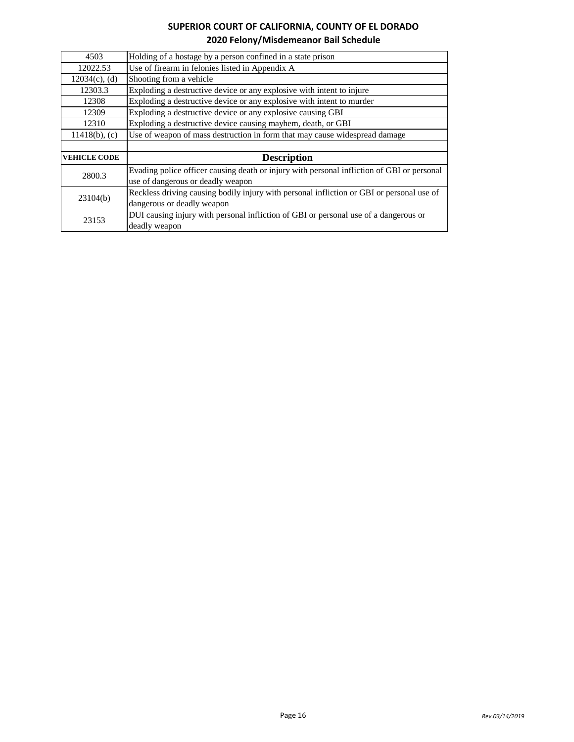| | |
|---|---|
| 4503 | Holding of a hostage by a person confined in a state prison |
| 12022.53 | Use of firearm in felonies listed in Appendix A |
| 12034(c), (d) | Shooting from a vehicle |
| 12303.3 | Exploding a destructive device or any explosive with intent to injure |
| 12308 | Exploding a destructive device or any explosive with intent to murder |
| 12309 | Exploding a destructive device or any explosive causing GBI |
| 12310 | Exploding a destructive device causing mayhem, death, or GBI |
| 11418(b), (c) | Use of weapon of mass destruction in form that may cause widespread damage |
| | |
| **VEHICLE CODE** | **Description** |
| 2800.3 | Evading police officer causing death or injury with personal infliction of GBI or personal use of dangerous or deadly weapon |
| 23104(b) | Reckless driving causing bodily injury with personal infliction or GBI or personal use of dangerous or deadly weapon |
| 23153 | DUI causing injury with personal infliction of GBI or personal use of a dangerous or deadly weapon |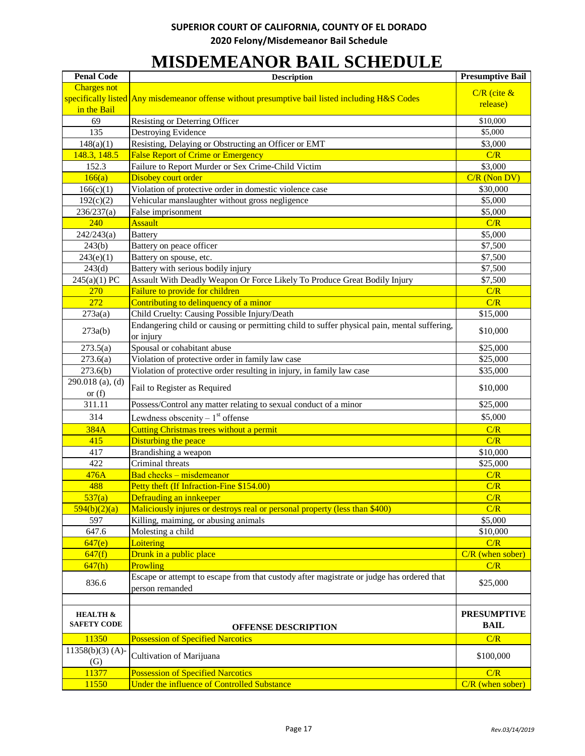**SUPERIOR COURT OF CALIFORNIA, COUNTY OF EL DORADO**

**2020 Felony/Misdemeanor Bail Schedule**

# MISDEMEANOR BAIL SCHEDULE

| Penal Code | Description | Presumptive Bail |
|---|---|---|
| Charges not specifically listed in the Bail | Any misdemeanor offense without presumptive bail listed including H&S Codes | C/R (cite & release) |
| 69 | Resisting or Deterring Officer | $10,000 |
| 135 | Destroying Evidence | $5,000 |
| 148(a)(1) | Resisting, Delaying or Obstructing an Officer or EMT | $3,000 |
| 148.3, 148.5 | False Report of Crime or Emergency | C/R |
| 152.3 | Failure to Report Murder or Sex Crime-Child Victim | $3,000 |
| 166(a) | Disobey court order | C/R (Non DV) |
| 166(c)(1) | Violation of protective order in domestic violence case | $30,000 |
| 192(c)(2) | Vehicular manslaughter without gross negligence | $5,000 |
| 236/237(a) | False imprisonment | $5,000 |
| 240 | Assault | C/R |
| 242/243(a) | Battery | $5,000 |
| 243(b) | Battery on peace officer | $7,500 |
| 243(e)(1) | Battery on spouse, etc. | $7,500 |
| 243(d) | Battery with serious bodily injury | $7,500 |
| 245(a)(1) PC | Assault With Deadly Weapon Or Force Likely To Produce Great Bodily Injury | $7,500 |
| 270 | Failure to provide for children | C/R |
| 272 | Contributing to delinquency of a minor | C/R |
| 273a(a) | Child Cruelty: Causing Possible Injury/Death | $15,000 |
| 273a(b) | Endangering child or causing or permitting child to suffer physical pain, mental suffering, or injury | $10,000 |
| 273.5(a) | Spousal or cohabitant abuse | $25,000 |
| 273.6(a) | Violation of protective order in family law case | $25,000 |
| 273.6(b) | Violation of protective order resulting in injury, in family law case | $35,000 |
| 290.018 (a), (d) or (f) | Fail to Register as Required | $10,000 |
| 311.11 | Possess/Control any matter relating to sexual conduct of a minor | $25,000 |
| 314 | Lewdness obscenity – 1st offense | $5,000 |
| 384A | Cutting Christmas trees without a permit | C/R |
| 415 | Disturbing the peace | C/R |
| 417 | Brandishing a weapon | $10,000 |
| 422 | Criminal threats | $25,000 |
| 476A | Bad checks – misdemeanor | C/R |
| 488 | Petty theft (If Infraction-Fine $154.00) | C/R |
| 537(a) | Defrauding an innkeeper | C/R |
| 594(b)(2)(a) | Maliciously injures or destroys real or personal property (less than $400) | C/R |
| 597 | Killing, maiming, or abusing animals | $5,000 |
| 647.6 | Molesting a child | $10,000 |
| 647(e) | Loitering | C/R |
| 647(f) | Drunk in a public place | C/R (when sober) |
| 647(h) | Prowling | C/R |
| 836.6 | Escape or attempt to escape from that custody after magistrate or judge has ordered that person remanded | $25,000 |
| | | |
| **HEALTH & SAFETY CODE** | **OFFENSE DESCRIPTION** | **PRESUMPTIVE BAIL** |
| 11350 | Possession of Specified Narcotics | C/R |
| 11358(b)(3) (A)-(G) | Cultivation of Marijuana | $100,000 |
| 11377 | Possession of Specified Narcotics | C/R |
| 11550 | Under the influence of Controlled Substance | C/R (when sober) |

*Rev.03/14/2019*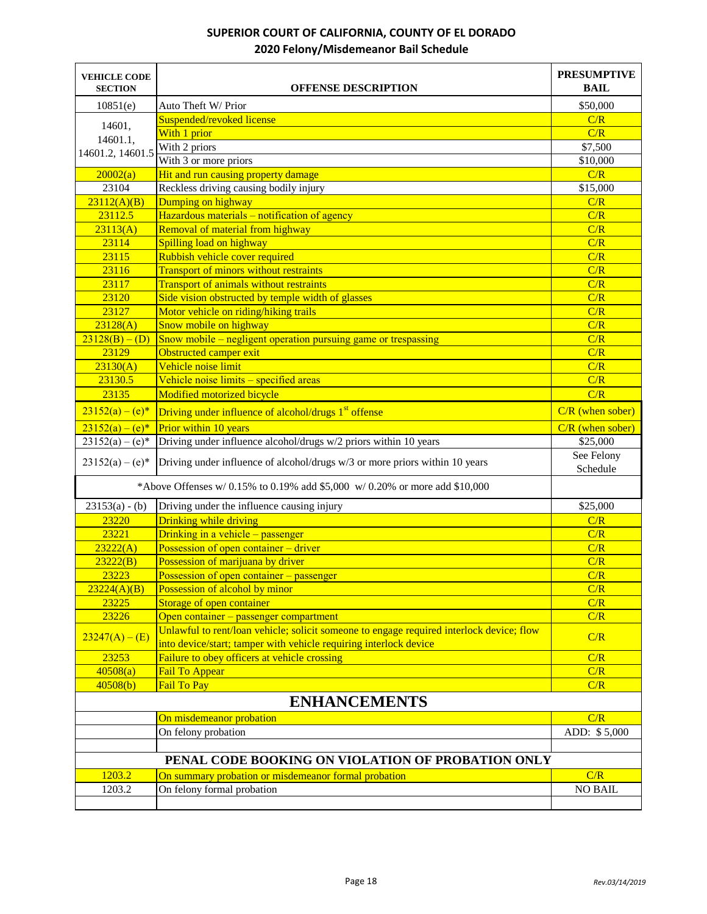# SUPERIOR COURT OF CALIFORNIA, COUNTY OF EL DORADO

## 2020 Felony/Misdemeanor Bail Schedule

| VEHICLE CODE SECTION | OFFENSE DESCRIPTION | PRESUMPTIVE BAIL |
|---|---|---|
| 10851(e) | Auto Theft W/ Prior | \$50,000 |
| 14601, 14601.1, 14601.2, 14601.5 | Suspended/revoked license | C/R |
| | With 1 prior | C/R |
| | With 2 priors | \$7,500 |
| | With 3 or more priors | \$10,000 |
| 20002(a) | Hit and run causing property damage | C/R |
| 23104 | Reckless driving causing bodily injury | \$15,000 |
| 23112(A)(B) | Dumping on highway | C/R |
| 23112.5 | Hazardous materials – notification of agency | C/R |
| 23113(A) | Removal of material from highway | C/R |
| 23114 | Spilling load on highway | C/R |
| 23115 | Rubbish vehicle cover required | C/R |
| 23116 | Transport of minors without restraints | C/R |
| 23117 | Transport of animals without restraints | C/R |
| 23120 | Side vision obstructed by temple width of glasses | C/R |
| 23127 | Motor vehicle on riding/hiking trails | C/R |
| 23128(A) | Snow mobile on highway | C/R |
| 23128(B) – (D) | Snow mobile – negligent operation pursuing game or trespassing | C/R |
| 23129 | Obstructed camper exit | C/R |
| 23130(A) | Vehicle noise limit | C/R |
| 23130.5 | Vehicle noise limits – specified areas | C/R |
| 23135 | Modified motorized bicycle | C/R |
| 23152(a) – (e)* | Driving under influence of alcohol/drugs 1st offense | C/R (when sober) |
| 23152(a) – (e)* | Prior within 10 years | C/R (when sober) |
| 23152(a) – (e)* | Driving under influence alcohol/drugs w/2 priors within 10 years | \$25,000 |
| 23152(a) – (e)* | Driving under influence of alcohol/drugs w/3 or more priors within 10 years | See Felony Schedule |
| *Above Offenses w/ 0.15% to 0.19% add \$5,000 w/ 0.20% or more add \$10,000 | | |
| 23153(a) - (b) | Driving under the influence causing injury | \$25,000 |
| 23220 | Drinking while driving | C/R |
| 23221 | Drinking in a vehicle – passenger | C/R |
| 23222(A) | Possession of open container – driver | C/R |
| 23222(B) | Possession of marijuana by driver | C/R |
| 23223 | Possession of open container – passenger | C/R |
| 23224(A)(B) | Possession of alcohol by minor | C/R |
| 23225 | Storage of open container | C/R |
| 23226 | Open container – passenger compartment | C/R |
| 23247(A) – (E) | Unlawful to rent/loan vehicle; solicit someone to engage required interlock device; flow into device/start; tamper with vehicle requiring interlock device | C/R |
| 23253 | Failure to obey officers at vehicle crossing | C/R |
| 40508(a) | Fail To Appear | C/R |
| 40508(b) | Fail To Pay | C/R |
| **ENHANCEMENTS** | | |
| | On misdemeanor probation | C/R |
| | On felony probation | ADD: \$5,000 |
| | | |
| **PENAL CODE BOOKING ON VIOLATION OF PROBATION ONLY** | | |
| 1203.2 | On summary probation or misdemeanor formal probation | C/R |
| 1203.2 | On felony formal probation | NO BAIL |
| | | |

*Rev.03/14/2019*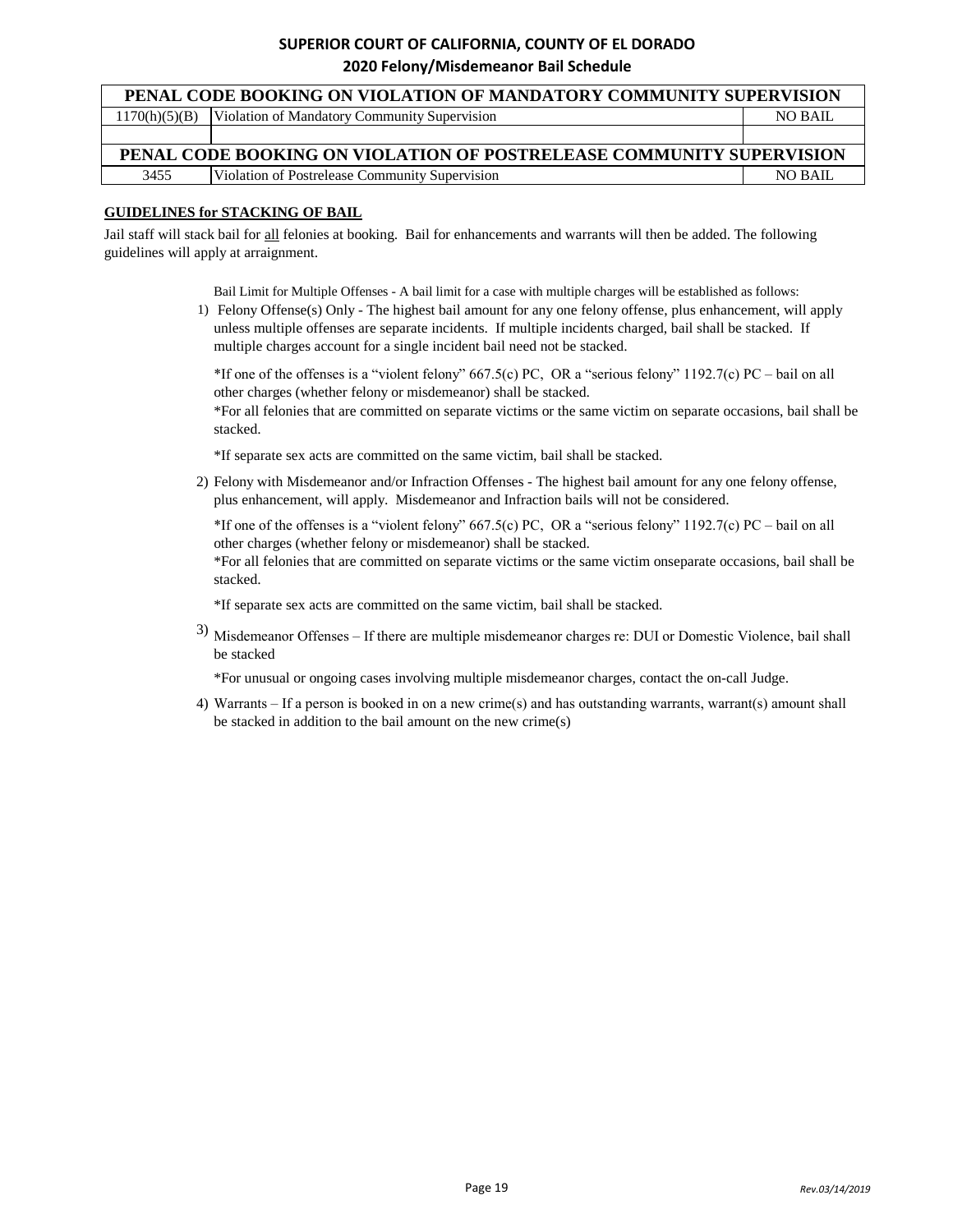| | | |
|---|---|---|
| **PENAL CODE BOOKING ON VIOLATION OF MANDATORY COMMUNITY SUPERVISION** | | |
| 1170(h)(5)(B) | Violation of Mandatory Community Supervision | NO BAIL |
| | | |
| **PENAL CODE BOOKING ON VIOLATION OF POSTRELEASE COMMUNITY SUPERVISION** | | |
| 3455 | Violation of Postrelease Community Supervision | NO BAIL |

**GUIDELINES for STACKING OF BAIL**

Jail staff will stack bail for all felonies at booking. Bail for enhancements and warrants will then be added. The following guidelines will apply at arraignment.

Bail Limit for Multiple Offenses - A bail limit for a case with multiple charges will be established as follows:

1) Felony Offense(s) Only - The highest bail amount for any one felony offense, plus enhancement, will apply unless multiple offenses are separate incidents. If multiple incidents charged, bail shall be stacked. If multiple charges account for a single incident bail need not be stacked.

   *If one of the offenses is a "violent felony" 667.5(c) PC, OR a "serious felony" 1192.7(c) PC – bail on all other charges (whether felony or misdemeanor) shall be stacked.
   *For all felonies that are committed on separate victims or the same victim on separate occasions, bail shall be stacked.

   *If separate sex acts are committed on the same victim, bail shall be stacked.

2) Felony with Misdemeanor and/or Infraction Offenses - The highest bail amount for any one felony offense, plus enhancement, will apply. Misdemeanor and Infraction bails will not be considered.

   *If one of the offenses is a "violent felony" 667.5(c) PC, OR a "serious felony" 1192.7(c) PC – bail on all other charges (whether felony or misdemeanor) shall be stacked.
   *For all felonies that are committed on separate victims or the same victim onseparate occasions, bail shall be stacked.

   *If separate sex acts are committed on the same victim, bail shall be stacked.

3) Misdemeanor Offenses – If there are multiple misdemeanor charges re: DUI or Domestic Violence, bail shall be stacked

   *For unusual or ongoing cases involving multiple misdemeanor charges, contact the on-call Judge.

4) Warrants – If a person is booked in on a new crime(s) and has outstanding warrants, warrant(s) amount shall be stacked in addition to the bail amount on the new crime(s)